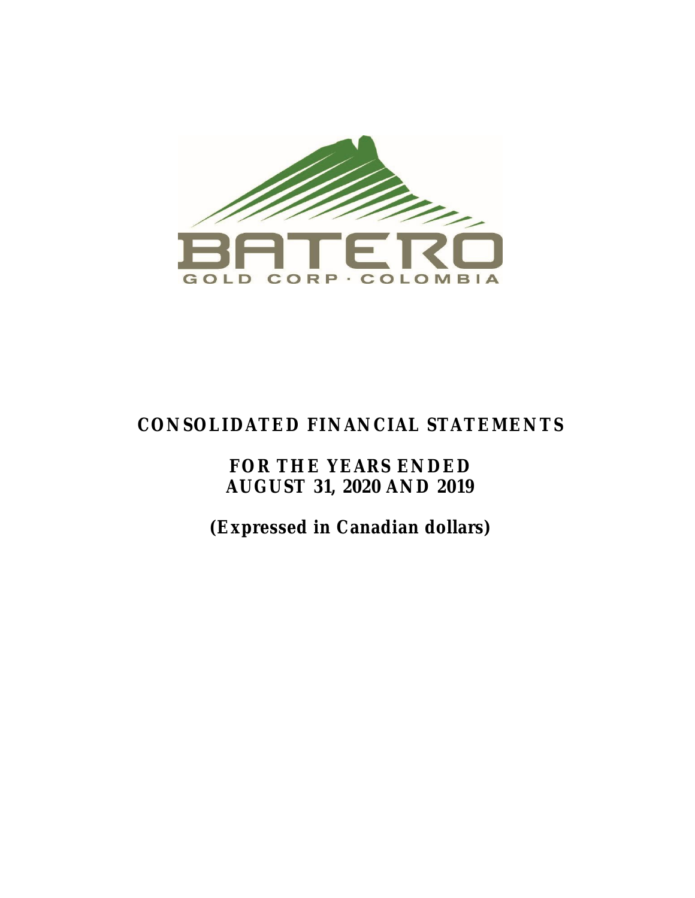BATERO

GOLD CORP · COLOMBIA

# CONSOLIDATED FINANCIAL STATEMENTS

## FOR THE YEARS ENDED AUGUST 31, 2020 AND 2019

## (Expressed in Canadian dollars)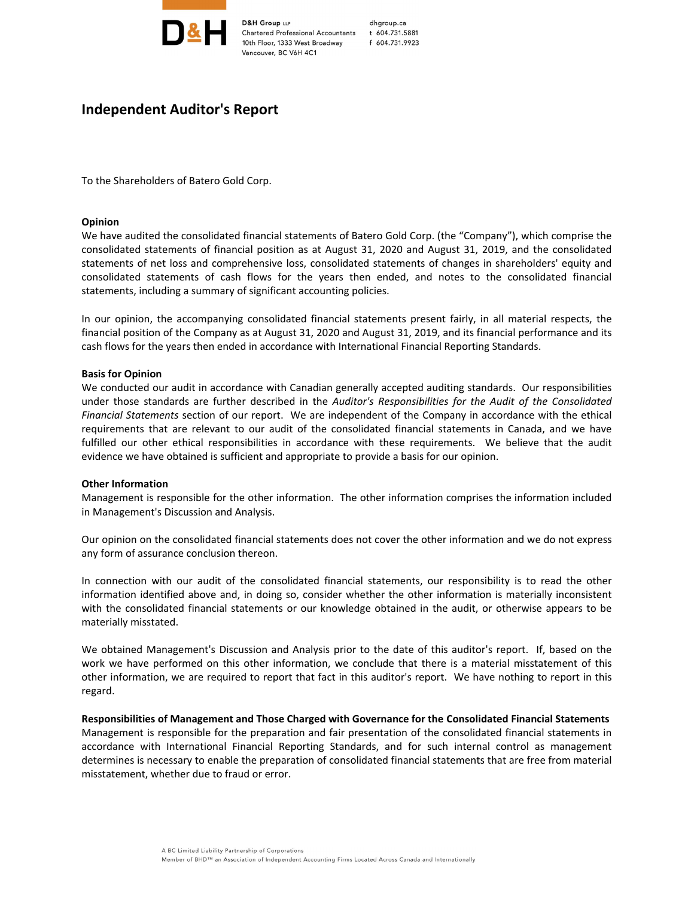D&H Group LLP
Chartered Professional Accountants
10th Floor, 1333 West Broadway
Vancouver, BC V6H 4C1

dhgroup.ca
t 604.731.5881
f 604.731.9923

# Independent Auditor's Report

To the Shareholders of Batero Gold Corp.

**Opinion**

We have audited the consolidated financial statements of Batero Gold Corp. (the "Company"), which comprise the consolidated statements of financial position as at August 31, 2020 and August 31, 2019, and the consolidated statements of net loss and comprehensive loss, consolidated statements of changes in shareholders' equity and consolidated statements of cash flows for the years then ended, and notes to the consolidated financial statements, including a summary of significant accounting policies.

In our opinion, the accompanying consolidated financial statements present fairly, in all material respects, the financial position of the Company as at August 31, 2020 and August 31, 2019, and its financial performance and its cash flows for the years then ended in accordance with International Financial Reporting Standards.

**Basis for Opinion**

We conducted our audit in accordance with Canadian generally accepted auditing standards. Our responsibilities under those standards are further described in the *Auditor's Responsibilities for the Audit of the Consolidated Financial Statements* section of our report. We are independent of the Company in accordance with the ethical requirements that are relevant to our audit of the consolidated financial statements in Canada, and we have fulfilled our other ethical responsibilities in accordance with these requirements. We believe that the audit evidence we have obtained is sufficient and appropriate to provide a basis for our opinion.

**Other Information**

Management is responsible for the other information. The other information comprises the information included in Management's Discussion and Analysis.

Our opinion on the consolidated financial statements does not cover the other information and we do not express any form of assurance conclusion thereon.

In connection with our audit of the consolidated financial statements, our responsibility is to read the other information identified above and, in doing so, consider whether the other information is materially inconsistent with the consolidated financial statements or our knowledge obtained in the audit, or otherwise appears to be materially misstated.

We obtained Management's Discussion and Analysis prior to the date of this auditor's report. If, based on the work we have performed on this other information, we conclude that there is a material misstatement of this other information, we are required to report that fact in this auditor's report. We have nothing to report in this regard.

**Responsibilities of Management and Those Charged with Governance for the Consolidated Financial Statements**

Management is responsible for the preparation and fair presentation of the consolidated financial statements in accordance with International Financial Reporting Standards, and for such internal control as management determines is necessary to enable the preparation of consolidated financial statements that are free from material misstatement, whether due to fraud or error.

A BC Limited Liability Partnership of Corporations
Member of BHD™ an Association of Independent Accounting Firms Located Across Canada and Internationally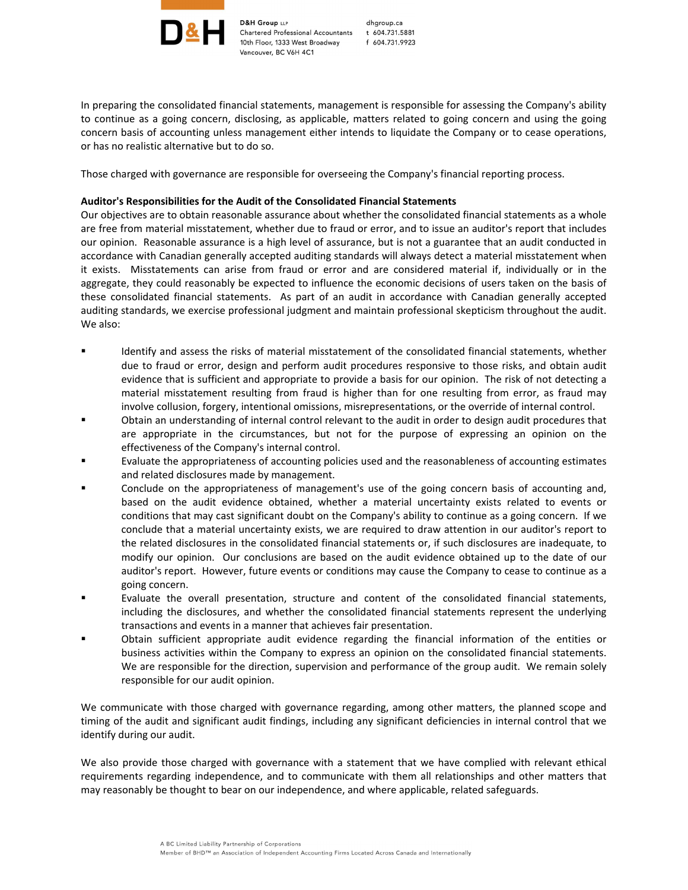In preparing the consolidated financial statements, management is responsible for assessing the Company's ability to continue as a going concern, disclosing, as applicable, matters related to going concern and using the going concern basis of accounting unless management either intends to liquidate the Company or to cease operations, or has no realistic alternative but to do so.

Those charged with governance are responsible for overseeing the Company's financial reporting process.

**Auditor's Responsibilities for the Audit of the Consolidated Financial Statements**

Our objectives are to obtain reasonable assurance about whether the consolidated financial statements as a whole are free from material misstatement, whether due to fraud or error, and to issue an auditor's report that includes our opinion. Reasonable assurance is a high level of assurance, but is not a guarantee that an audit conducted in accordance with Canadian generally accepted auditing standards will always detect a material misstatement when it exists. Misstatements can arise from fraud or error and are considered material if, individually or in the aggregate, they could reasonably be expected to influence the economic decisions of users taken on the basis of these consolidated financial statements. As part of an audit in accordance with Canadian generally accepted auditing standards, we exercise professional judgment and maintain professional skepticism throughout the audit. We also:

- Identify and assess the risks of material misstatement of the consolidated financial statements, whether due to fraud or error, design and perform audit procedures responsive to those risks, and obtain audit evidence that is sufficient and appropriate to provide a basis for our opinion. The risk of not detecting a material misstatement resulting from fraud is higher than for one resulting from error, as fraud may involve collusion, forgery, intentional omissions, misrepresentations, or the override of internal control.
- Obtain an understanding of internal control relevant to the audit in order to design audit procedures that are appropriate in the circumstances, but not for the purpose of expressing an opinion on the effectiveness of the Company's internal control.
- Evaluate the appropriateness of accounting policies used and the reasonableness of accounting estimates and related disclosures made by management.
- Conclude on the appropriateness of management's use of the going concern basis of accounting and, based on the audit evidence obtained, whether a material uncertainty exists related to events or conditions that may cast significant doubt on the Company's ability to continue as a going concern. If we conclude that a material uncertainty exists, we are required to draw attention in our auditor's report to the related disclosures in the consolidated financial statements or, if such disclosures are inadequate, to modify our opinion. Our conclusions are based on the audit evidence obtained up to the date of our auditor's report. However, future events or conditions may cause the Company to cease to continue as a going concern.
- Evaluate the overall presentation, structure and content of the consolidated financial statements, including the disclosures, and whether the consolidated financial statements represent the underlying transactions and events in a manner that achieves fair presentation.
- Obtain sufficient appropriate audit evidence regarding the financial information of the entities or business activities within the Company to express an opinion on the consolidated financial statements. We are responsible for the direction, supervision and performance of the group audit. We remain solely responsible for our audit opinion.

We communicate with those charged with governance regarding, among other matters, the planned scope and timing of the audit and significant audit findings, including any significant deficiencies in internal control that we identify during our audit.

We also provide those charged with governance with a statement that we have complied with relevant ethical requirements regarding independence, and to communicate with them all relationships and other matters that may reasonably be thought to bear on our independence, and where applicable, related safeguards.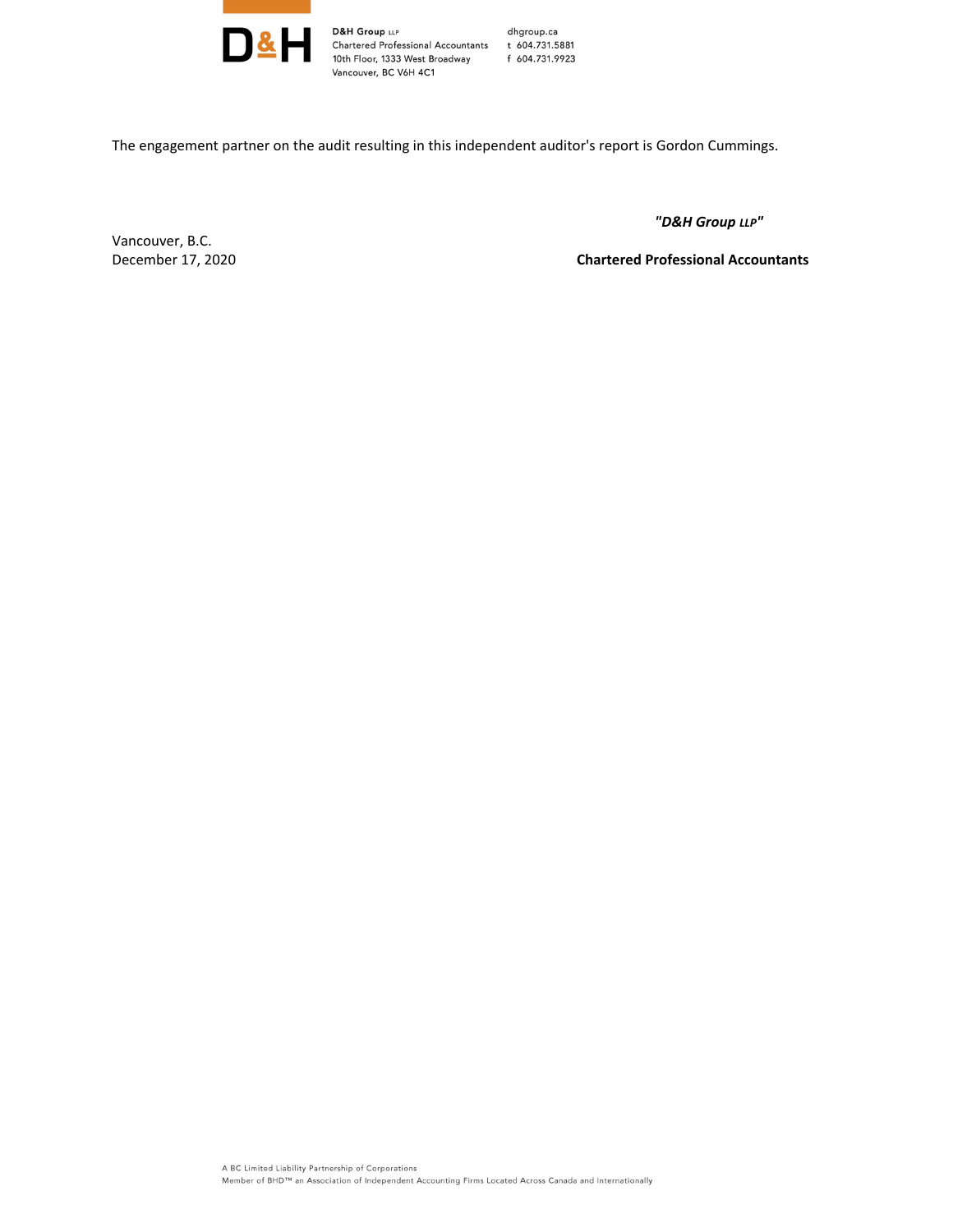D&H Group LLP
Chartered Professional Accountants
10th Floor, 1333 West Broadway
Vancouver, BC V6H 4C1

dhgroup.ca
t 604.731.5881
f 604.731.9923

The engagement partner on the audit resulting in this independent auditor's report is Gordon Cummings.

***"D&H Group LLP"***

**Chartered Professional Accountants**

Vancouver, B.C.
December 17, 2020

A BC Limited Liability Partnership of Corporations
Member of BHD™ an Association of Independent Accounting Firms Located Across Canada and Internationally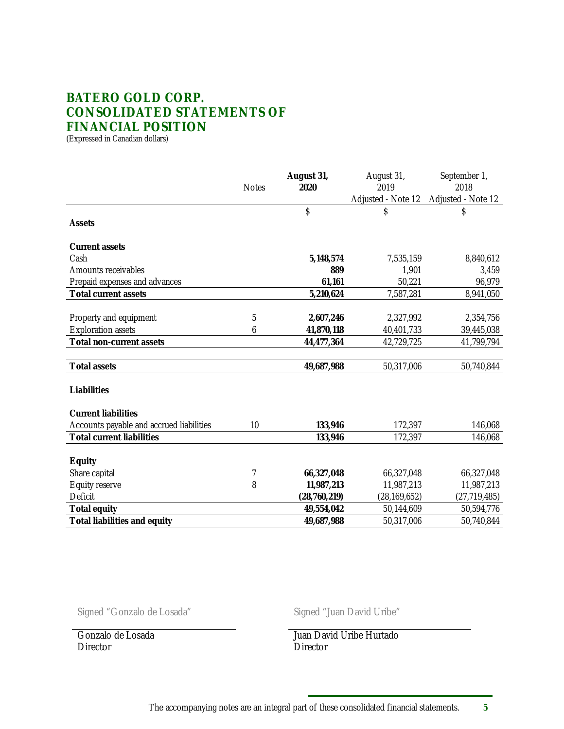# BATERO GOLD CORP.
# CONSOLIDATED STATEMENTS OF FINANCIAL POSITION

(Expressed in Canadian dollars)

| | Notes | **August 31, 2020** | August 31, 2019 Adjusted - Note 12 | September 1, 2018 Adjusted - Note 12 |
|---|---|---|---|---|
| | | **$** | $ | $ |
| **Assets** | | | | |
| **Current assets** | | | | |
| Cash | | **5,148,574** | 7,535,159 | 8,840,612 |
| Amounts receivables | | **889** | 1,901 | 3,459 |
| Prepaid expenses and advances | | **61,161** | 50,221 | 96,979 |
| **Total current assets** | | **5,210,624** | 7,587,281 | 8,941,050 |
| Property and equipment | 5 | **2,607,246** | 2,327,992 | 2,354,756 |
| Exploration assets | 6 | **41,870,118** | 40,401,733 | 39,445,038 |
| **Total non-current assets** | | **44,477,364** | 42,729,725 | 41,799,794 |
| **Total assets** | | **49,687,988** | 50,317,006 | 50,740,844 |
| **Liabilities** | | | | |
| **Current liabilities** | | | | |
| Accounts payable and accrued liabilities | 10 | **133,946** | 172,397 | 146,068 |
| **Total current liabilities** | | **133,946** | 172,397 | 146,068 |
| **Equity** | | | | |
| Share capital | 7 | **66,327,048** | 66,327,048 | 66,327,048 |
| Equity reserve | 8 | **11,987,213** | 11,987,213 | 11,987,213 |
| Deficit | | **(28,760,219)** | (28,169,652) | (27,719,485) |
| **Total equity** | | **49,554,042** | 50,144,609 | 50,594,776 |
| **Total liabilities and equity** | | **49,687,988** | 50,317,006 | 50,740,844 |

Signed "Gonzalo de Losada"

Gonzalo de Losada
Director

Signed "Juan David Uribe"

Juan David Uribe Hurtado
Director

The accompanying notes are an integral part of these consolidated financial statements.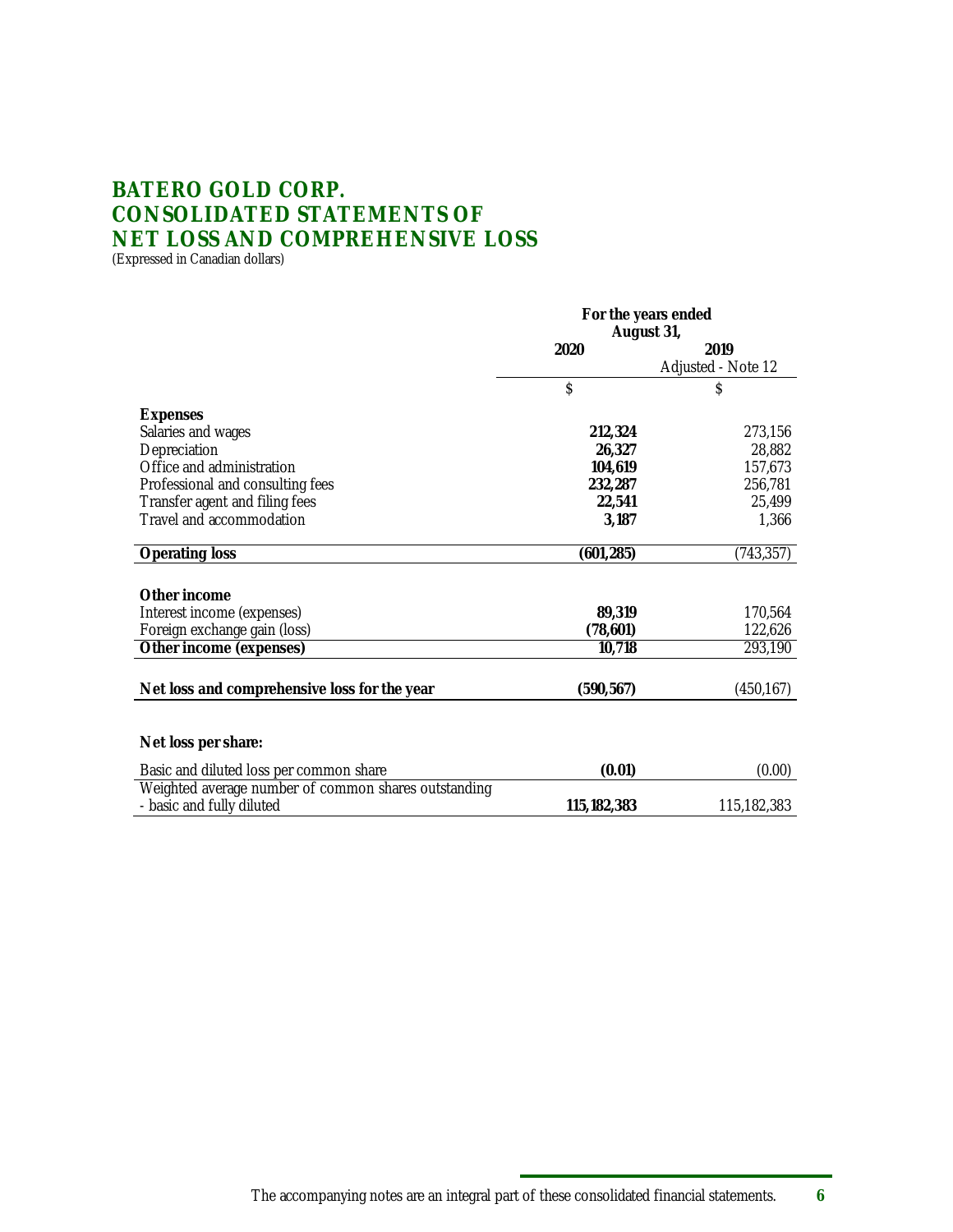# BATERO GOLD CORP.
# CONSOLIDATED STATEMENTS OF NET LOSS AND COMPREHENSIVE LOSS

(Expressed in Canadian dollars)

| | For the years ended August 31, | |
|---|---|---|
| | **2020** | **2019** Adjusted - Note 12 |
| | $ | $ |
| **Expenses** | | |
| Salaries and wages | **212,324** | 273,156 |
| Depreciation | **26,327** | 28,882 |
| Office and administration | **104,619** | 157,673 |
| Professional and consulting fees | **232,287** | 256,781 |
| Transfer agent and filing fees | **22,541** | 25,499 |
| Travel and accommodation | **3,187** | 1,366 |
| **Operating loss** | **(601,285)** | (743,357) |
| **Other income** | | |
| Interest income (expenses) | **89,319** | 170,564 |
| Foreign exchange gain (loss) | **(78,601)** | 122,626 |
| **Other income (expenses)** | **10,718** | 293,190 |
| **Net loss and comprehensive loss for the year** | **(590,567)** | (450,167) |
| **Net loss per share:** | | |
| Basic and diluted loss per common share | **(0.01)** | (0.00) |
| Weighted average number of common shares outstanding - basic and fully diluted | **115,182,383** | 115,182,383 |

The accompanying notes are an integral part of these consolidated financial statements.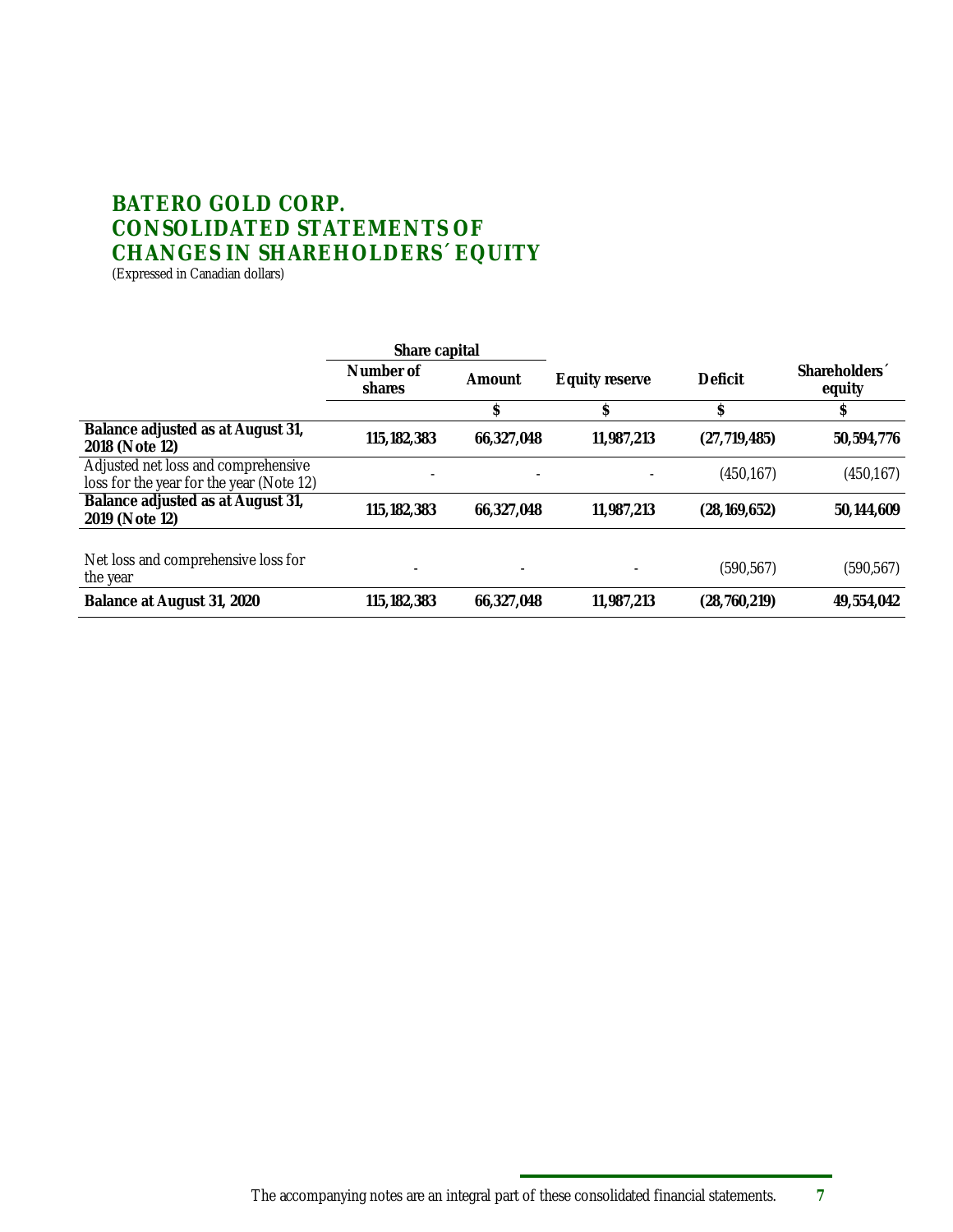# BATERO GOLD CORP.
# CONSOLIDATED STATEMENTS OF CHANGES IN SHAREHOLDERS´ EQUITY

(Expressed in Canadian dollars)

| | Share capital | | | | |
|---|---|---|---|---|---|
| | Number of shares | Amount | Equity reserve | Deficit | Shareholders´ equity |
| | | $ | $ | $ | $ |
| **Balance adjusted as at August 31, 2018 (Note 12)** | **115,182,383** | **66,327,048** | **11,987,213** | **(27,719,485)** | **50,594,776** |
| Adjusted net loss and comprehensive loss for the year for the year (Note 12) | - | - | - | (450,167) | (450,167) |
| **Balance adjusted as at August 31, 2019 (Note 12)** | **115,182,383** | **66,327,048** | **11,987,213** | **(28,169,652)** | **50,144,609** |
| Net loss and comprehensive loss for the year | - | - | - | (590,567) | (590,567) |
| **Balance at August 31, 2020** | **115,182,383** | **66,327,048** | **11,987,213** | **(28,760,219)** | **49,554,042** |

The accompanying notes are an integral part of these consolidated financial statements.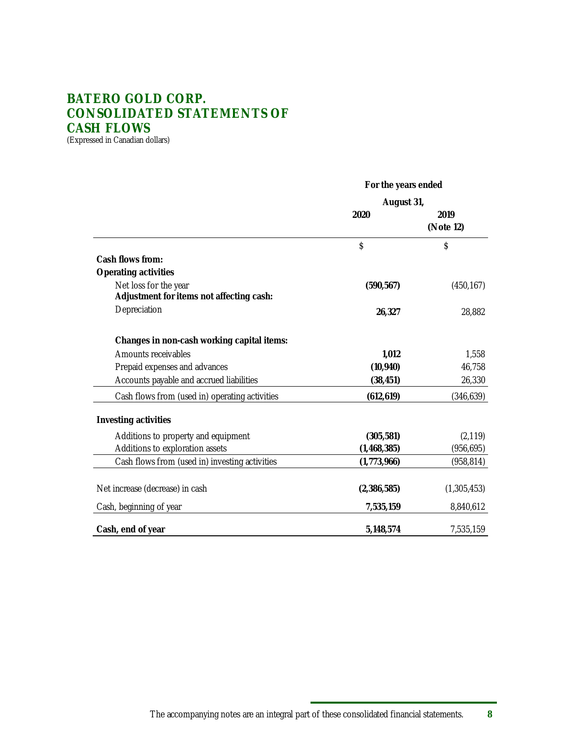# BATERO GOLD CORP.
# CONSOLIDATED STATEMENTS OF CASH FLOWS

(Expressed in Canadian dollars)

| | For the years ended August 31, 2020 | 2019 (Note 12) |
|---|---|---|
| | $ | $ |
| **Cash flows from:** | | |
| **Operating activities** | | |
| Net loss for the year | **(590,567)** | (450,167) |
| **Adjustment for items not affecting cash:** | | |
| Depreciation | **26,327** | 28,882 |
| **Changes in non-cash working capital items:** | | |
| Amounts receivables | **1,012** | 1,558 |
| Prepaid expenses and advances | **(10,940)** | 46,758 |
| Accounts payable and accrued liabilities | **(38,451)** | 26,330 |
| Cash flows from (used in) operating activities | **(612,619)** | (346,639) |
| **Investing activities** | | |
| Additions to property and equipment | **(305,581)** | (2,119) |
| Additions to exploration assets | **(1,468,385)** | (956,695) |
| Cash flows from (used in) investing activities | **(1,773,966)** | (958,814) |
| Net increase (decrease) in cash | **(2,386,585)** | (1,305,453) |
| Cash, beginning of year | **7,535,159** | 8,840,612 |
| **Cash, end of year** | **5,148,574** | 7,535,159 |

The accompanying notes are an integral part of these consolidated financial statements.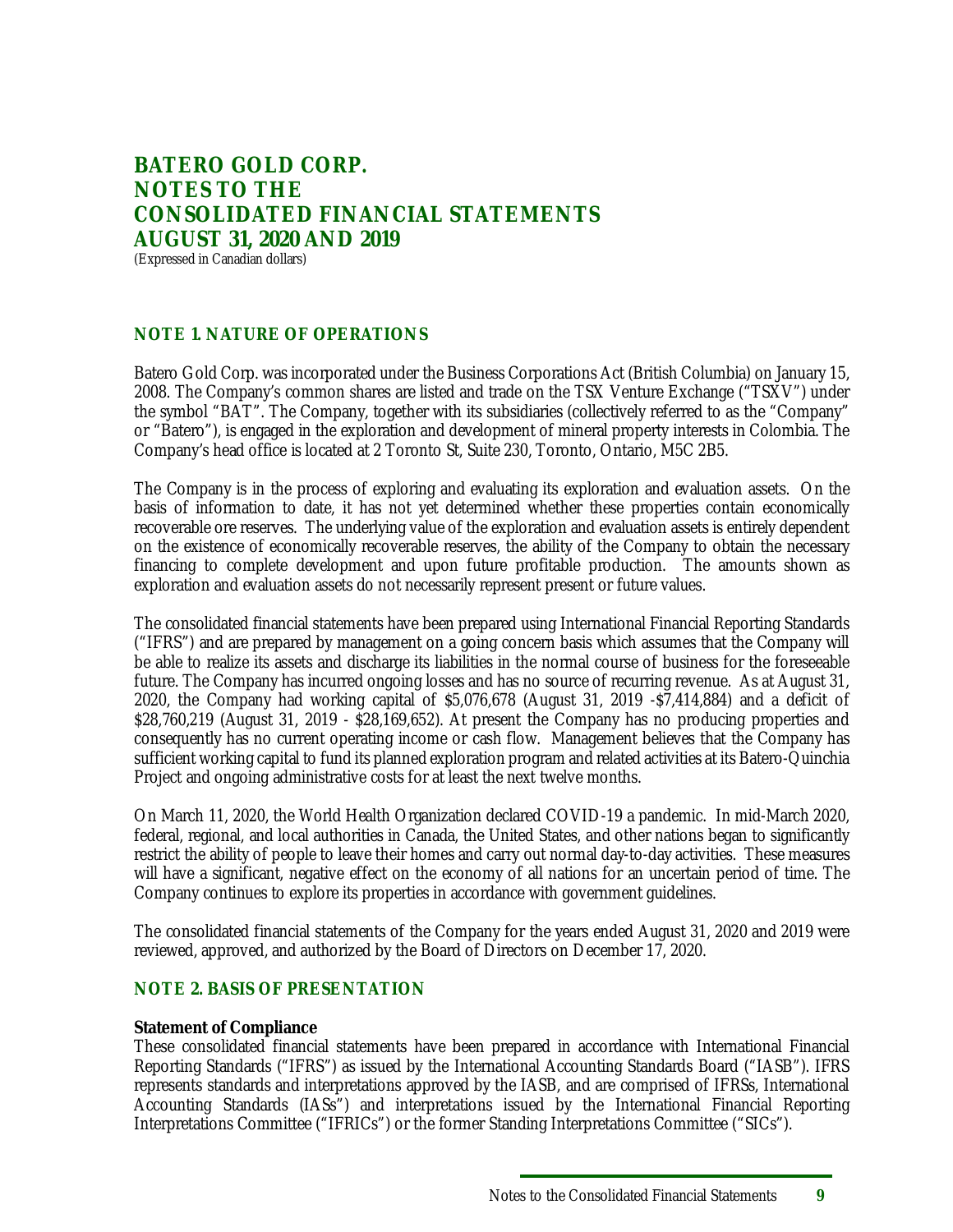# BATERO GOLD CORP.
# NOTES TO THE CONSOLIDATED FINANCIAL STATEMENTS
# AUGUST 31, 2020 AND 2019

(Expressed in Canadian dollars)

## NOTE 1. NATURE OF OPERATIONS

Batero Gold Corp. was incorporated under the Business Corporations Act (British Columbia) on January 15, 2008. The Company's common shares are listed and trade on the TSX Venture Exchange ("TSXV") under the symbol "BAT". The Company, together with its subsidiaries (collectively referred to as the "Company" or "Batero"), is engaged in the exploration and development of mineral property interests in Colombia. The Company's head office is located at 2 Toronto St, Suite 230, Toronto, Ontario, M5C 2B5.

The Company is in the process of exploring and evaluating its exploration and evaluation assets. On the basis of information to date, it has not yet determined whether these properties contain economically recoverable ore reserves. The underlying value of the exploration and evaluation assets is entirely dependent on the existence of economically recoverable reserves, the ability of the Company to obtain the necessary financing to complete development and upon future profitable production. The amounts shown as exploration and evaluation assets do not necessarily represent present or future values.

The consolidated financial statements have been prepared using International Financial Reporting Standards ("IFRS") and are prepared by management on a going concern basis which assumes that the Company will be able to realize its assets and discharge its liabilities in the normal course of business for the foreseeable future. The Company has incurred ongoing losses and has no source of recurring revenue. As at August 31, 2020, the Company had working capital of $5,076,678 (August 31, 2019 -$7,414,884) and a deficit of $28,760,219 (August 31, 2019 - $28,169,652). At present the Company has no producing properties and consequently has no current operating income or cash flow. Management believes that the Company has sufficient working capital to fund its planned exploration program and related activities at its Batero-Quinchia Project and ongoing administrative costs for at least the next twelve months.

On March 11, 2020, the World Health Organization declared COVID-19 a pandemic. In mid-March 2020, federal, regional, and local authorities in Canada, the United States, and other nations began to significantly restrict the ability of people to leave their homes and carry out normal day-to-day activities. These measures will have a significant, negative effect on the economy of all nations for an uncertain period of time. The Company continues to explore its properties in accordance with government guidelines.

The consolidated financial statements of the Company for the years ended August 31, 2020 and 2019 were reviewed, approved, and authorized by the Board of Directors on December 17, 2020.

## NOTE 2. BASIS OF PRESENTATION

**Statement of Compliance**

These consolidated financial statements have been prepared in accordance with International Financial Reporting Standards ("IFRS") as issued by the International Accounting Standards Board ("IASB"). IFRS represents standards and interpretations approved by the IASB, and are comprised of IFRSs, International Accounting Standards (IASs") and interpretations issued by the International Financial Reporting Interpretations Committee ("IFRICs") or the former Standing Interpretations Committee ("SICs").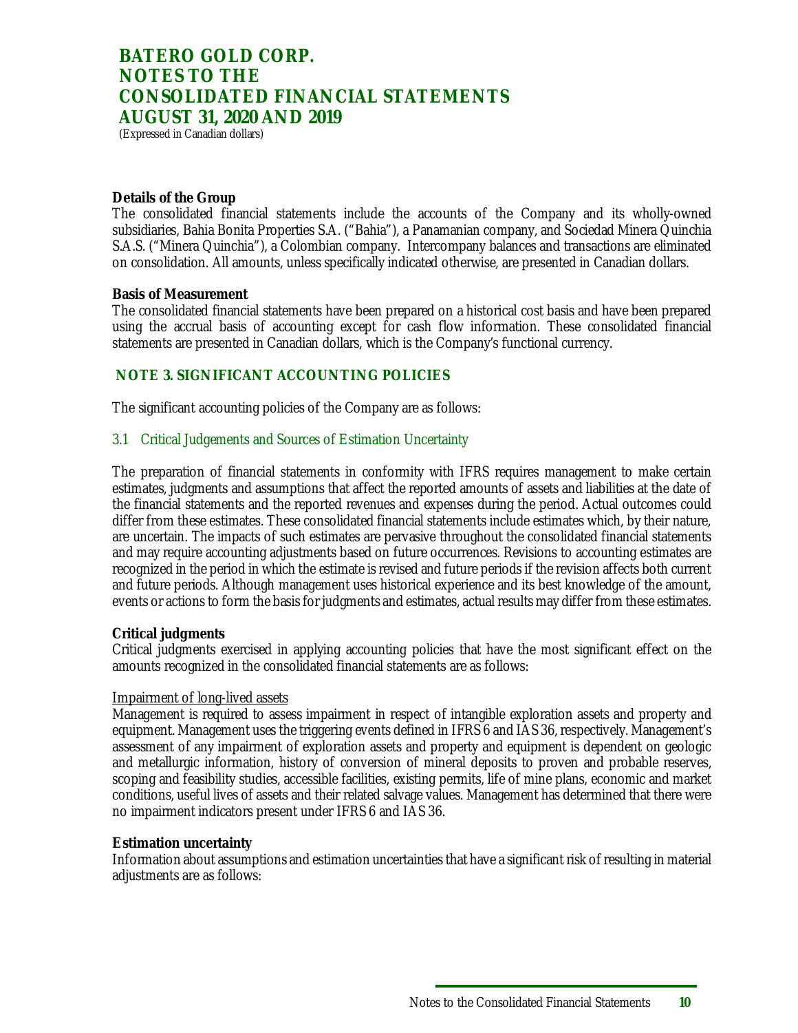**Details of the Group**
The consolidated financial statements include the accounts of the Company and its wholly-owned subsidiaries, Bahia Bonita Properties S.A. ("Bahia"), a Panamanian company, and Sociedad Minera Quinchia S.A.S. ("Minera Quinchia"), a Colombian company. Intercompany balances and transactions are eliminated on consolidation. All amounts, unless specifically indicated otherwise, are presented in Canadian dollars.

**Basis of Measurement**
The consolidated financial statements have been prepared on a historical cost basis and have been prepared using the accrual basis of accounting except for cash flow information. These consolidated financial statements are presented in Canadian dollars, which is the Company's functional currency.

## NOTE 3. SIGNIFICANT ACCOUNTING POLICIES

The significant accounting policies of the Company are as follows:

### 3.1 Critical Judgements and Sources of Estimation Uncertainty

The preparation of financial statements in conformity with IFRS requires management to make certain estimates, judgments and assumptions that affect the reported amounts of assets and liabilities at the date of the financial statements and the reported revenues and expenses during the period. Actual outcomes could differ from these estimates. These consolidated financial statements include estimates which, by their nature, are uncertain. The impacts of such estimates are pervasive throughout the consolidated financial statements and may require accounting adjustments based on future occurrences. Revisions to accounting estimates are recognized in the period in which the estimate is revised and future periods if the revision affects both current and future periods. Although management uses historical experience and its best knowledge of the amount, events or actions to form the basis for judgments and estimates, actual results may differ from these estimates.

**Critical judgments**
Critical judgments exercised in applying accounting policies that have the most significant effect on the amounts recognized in the consolidated financial statements are as follows:

Impairment of long-lived assets
Management is required to assess impairment in respect of intangible exploration assets and property and equipment. Management uses the triggering events defined in IFRS 6 and IAS 36, respectively. Management's assessment of any impairment of exploration assets and property and equipment is dependent on geologic and metallurgic information, history of conversion of mineral deposits to proven and probable reserves, scoping and feasibility studies, accessible facilities, existing permits, life of mine plans, economic and market conditions, useful lives of assets and their related salvage values. Management has determined that there were no impairment indicators present under IFRS 6 and IAS 36.

**Estimation uncertainty**
Information about assumptions and estimation uncertainties that have a significant risk of resulting in material adjustments are as follows: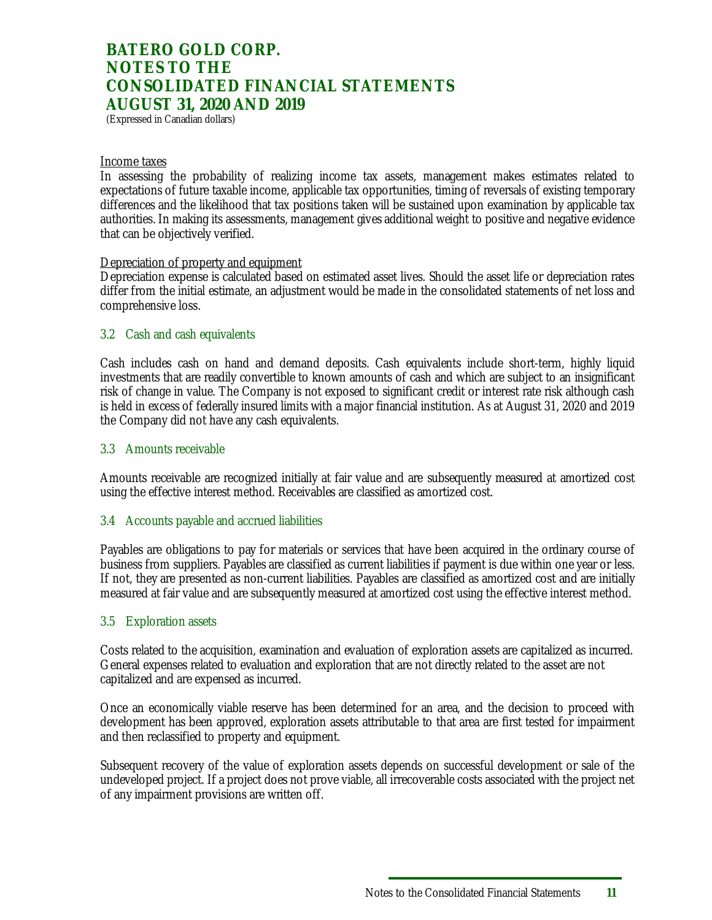Income taxes

In assessing the probability of realizing income tax assets, management makes estimates related to expectations of future taxable income, applicable tax opportunities, timing of reversals of existing temporary differences and the likelihood that tax positions taken will be sustained upon examination by applicable tax authorities. In making its assessments, management gives additional weight to positive and negative evidence that can be objectively verified.

Depreciation of property and equipment

Depreciation expense is calculated based on estimated asset lives. Should the asset life or depreciation rates differ from the initial estimate, an adjustment would be made in the consolidated statements of net loss and comprehensive loss.

### 3.2 Cash and cash equivalents

Cash includes cash on hand and demand deposits. Cash equivalents include short-term, highly liquid investments that are readily convertible to known amounts of cash and which are subject to an insignificant risk of change in value. The Company is not exposed to significant credit or interest rate risk although cash is held in excess of federally insured limits with a major financial institution. As at August 31, 2020 and 2019 the Company did not have any cash equivalents.

### 3.3 Amounts receivable

Amounts receivable are recognized initially at fair value and are subsequently measured at amortized cost using the effective interest method. Receivables are classified as amortized cost.

### 3.4 Accounts payable and accrued liabilities

Payables are obligations to pay for materials or services that have been acquired in the ordinary course of business from suppliers. Payables are classified as current liabilities if payment is due within one year or less. If not, they are presented as non-current liabilities. Payables are classified as amortized cost and are initially measured at fair value and are subsequently measured at amortized cost using the effective interest method.

### 3.5 Exploration assets

Costs related to the acquisition, examination and evaluation of exploration assets are capitalized as incurred. General expenses related to evaluation and exploration that are not directly related to the asset are not capitalized and are expensed as incurred.

Once an economically viable reserve has been determined for an area, and the decision to proceed with development has been approved, exploration assets attributable to that area are first tested for impairment and then reclassified to property and equipment.

Subsequent recovery of the value of exploration assets depends on successful development or sale of the undeveloped project. If a project does not prove viable, all irrecoverable costs associated with the project net of any impairment provisions are written off.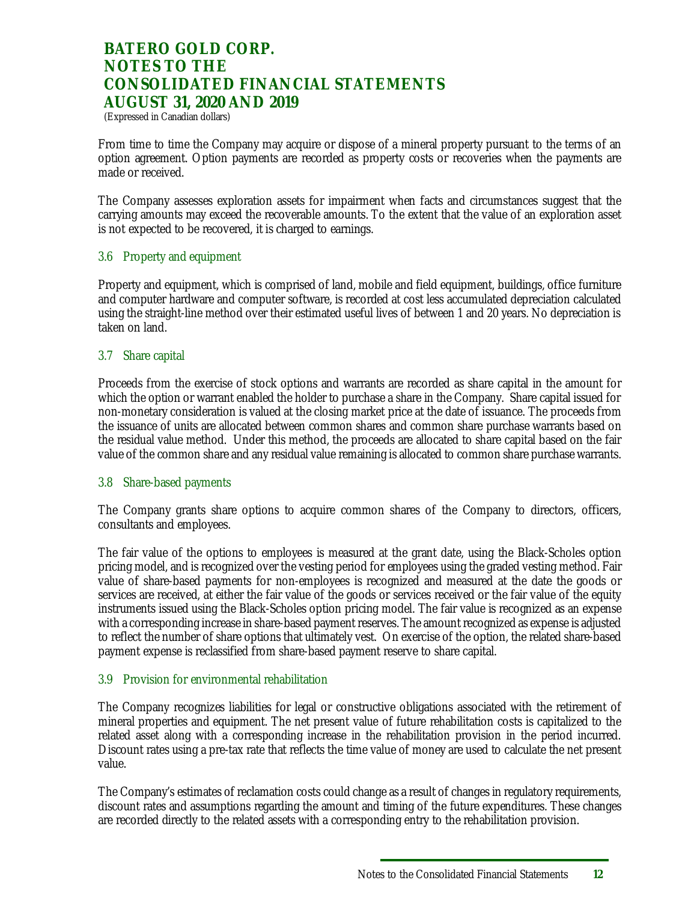From time to time the Company may acquire or dispose of a mineral property pursuant to the terms of an option agreement. Option payments are recorded as property costs or recoveries when the payments are made or received.

The Company assesses exploration assets for impairment when facts and circumstances suggest that the carrying amounts may exceed the recoverable amounts. To the extent that the value of an exploration asset is not expected to be recovered, it is charged to earnings.

### 3.6 Property and equipment

Property and equipment, which is comprised of land, mobile and field equipment, buildings, office furniture and computer hardware and computer software, is recorded at cost less accumulated depreciation calculated using the straight-line method over their estimated useful lives of between 1 and 20 years. No depreciation is taken on land.

### 3.7 Share capital

Proceeds from the exercise of stock options and warrants are recorded as share capital in the amount for which the option or warrant enabled the holder to purchase a share in the Company. Share capital issued for non-monetary consideration is valued at the closing market price at the date of issuance. The proceeds from the issuance of units are allocated between common shares and common share purchase warrants based on the residual value method. Under this method, the proceeds are allocated to share capital based on the fair value of the common share and any residual value remaining is allocated to common share purchase warrants.

### 3.8 Share-based payments

The Company grants share options to acquire common shares of the Company to directors, officers, consultants and employees.

The fair value of the options to employees is measured at the grant date, using the Black-Scholes option pricing model, and is recognized over the vesting period for employees using the graded vesting method. Fair value of share-based payments for non-employees is recognized and measured at the date the goods or services are received, at either the fair value of the goods or services received or the fair value of the equity instruments issued using the Black-Scholes option pricing model. The fair value is recognized as an expense with a corresponding increase in share-based payment reserves. The amount recognized as expense is adjusted to reflect the number of share options that ultimately vest. On exercise of the option, the related share-based payment expense is reclassified from share-based payment reserve to share capital.

### 3.9 Provision for environmental rehabilitation

The Company recognizes liabilities for legal or constructive obligations associated with the retirement of mineral properties and equipment. The net present value of future rehabilitation costs is capitalized to the related asset along with a corresponding increase in the rehabilitation provision in the period incurred. Discount rates using a pre-tax rate that reflects the time value of money are used to calculate the net present value.

The Company's estimates of reclamation costs could change as a result of changes in regulatory requirements, discount rates and assumptions regarding the amount and timing of the future expenditures. These changes are recorded directly to the related assets with a corresponding entry to the rehabilitation provision.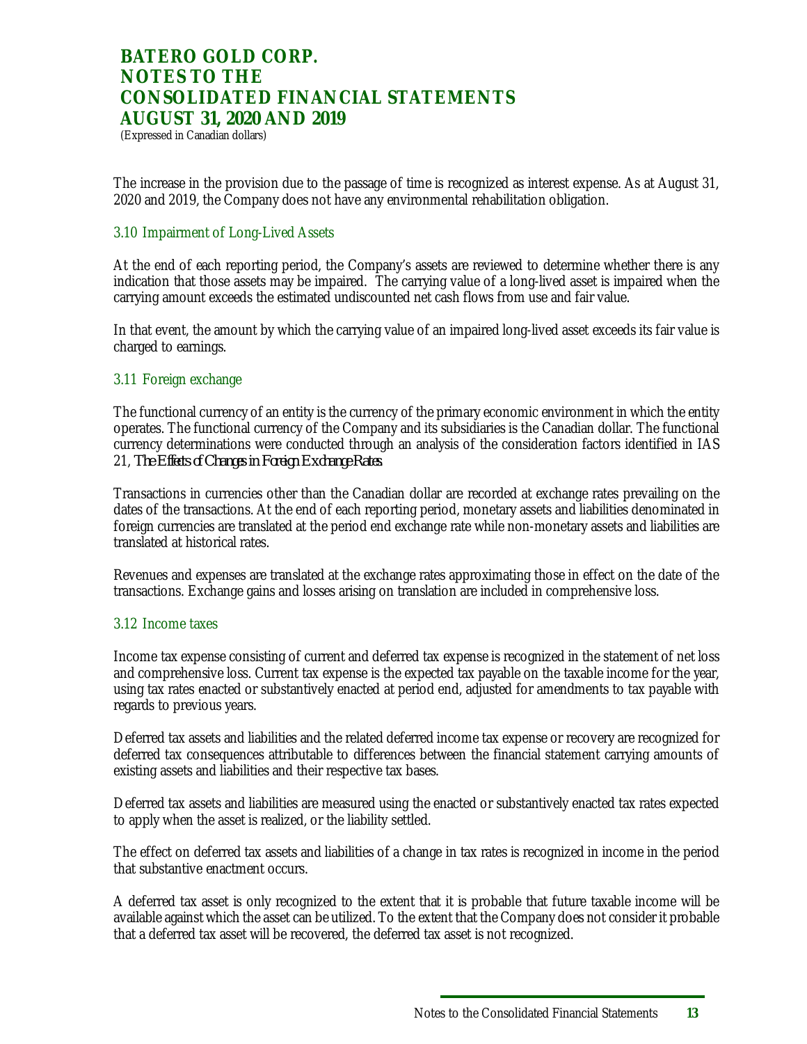The increase in the provision due to the passage of time is recognized as interest expense. As at August 31, 2020 and 2019, the Company does not have any environmental rehabilitation obligation.

### 3.10 Impairment of Long-Lived Assets

At the end of each reporting period, the Company's assets are reviewed to determine whether there is any indication that those assets may be impaired. The carrying value of a long-lived asset is impaired when the carrying amount exceeds the estimated undiscounted net cash flows from use and fair value.

In that event, the amount by which the carrying value of an impaired long-lived asset exceeds its fair value is charged to earnings.

### 3.11 Foreign exchange

The functional currency of an entity is the currency of the primary economic environment in which the entity operates. The functional currency of the Company and its subsidiaries is the Canadian dollar. The functional currency determinations were conducted through an analysis of the consideration factors identified in IAS 21, *The Effects of Changes in Foreign Exchange Rates*.

Transactions in currencies other than the Canadian dollar are recorded at exchange rates prevailing on the dates of the transactions. At the end of each reporting period, monetary assets and liabilities denominated in foreign currencies are translated at the period end exchange rate while non-monetary assets and liabilities are translated at historical rates.

Revenues and expenses are translated at the exchange rates approximating those in effect on the date of the transactions. Exchange gains and losses arising on translation are included in comprehensive loss.

### 3.12 Income taxes

Income tax expense consisting of current and deferred tax expense is recognized in the statement of net loss and comprehensive loss. Current tax expense is the expected tax payable on the taxable income for the year, using tax rates enacted or substantively enacted at period end, adjusted for amendments to tax payable with regards to previous years.

Deferred tax assets and liabilities and the related deferred income tax expense or recovery are recognized for deferred tax consequences attributable to differences between the financial statement carrying amounts of existing assets and liabilities and their respective tax bases.

Deferred tax assets and liabilities are measured using the enacted or substantively enacted tax rates expected to apply when the asset is realized, or the liability settled.

The effect on deferred tax assets and liabilities of a change in tax rates is recognized in income in the period that substantive enactment occurs.

A deferred tax asset is only recognized to the extent that it is probable that future taxable income will be available against which the asset can be utilized. To the extent that the Company does not consider it probable that a deferred tax asset will be recovered, the deferred tax asset is not recognized.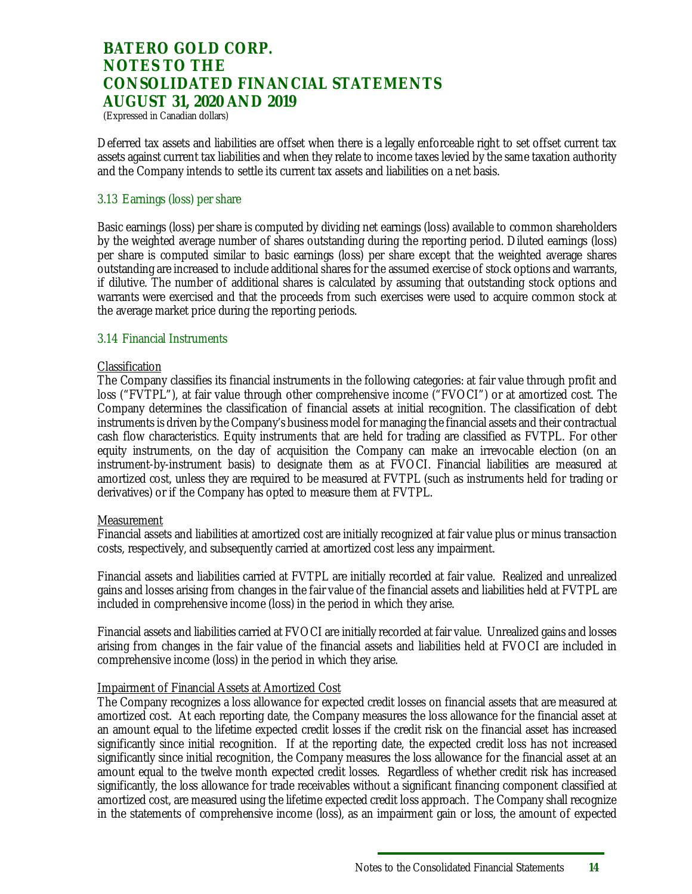Deferred tax assets and liabilities are offset when there is a legally enforceable right to set offset current tax assets against current tax liabilities and when they relate to income taxes levied by the same taxation authority and the Company intends to settle its current tax assets and liabilities on a net basis.

### 3.13 Earnings (loss) per share

Basic earnings (loss) per share is computed by dividing net earnings (loss) available to common shareholders by the weighted average number of shares outstanding during the reporting period. Diluted earnings (loss) per share is computed similar to basic earnings (loss) per share except that the weighted average shares outstanding are increased to include additional shares for the assumed exercise of stock options and warrants, if dilutive. The number of additional shares is calculated by assuming that outstanding stock options and warrants were exercised and that the proceeds from such exercises were used to acquire common stock at the average market price during the reporting periods.

### 3.14 Financial Instruments

Classification

The Company classifies its financial instruments in the following categories: at fair value through profit and loss ("FVTPL"), at fair value through other comprehensive income ("FVOCI") or at amortized cost. The Company determines the classification of financial assets at initial recognition. The classification of debt instruments is driven by the Company's business model for managing the financial assets and their contractual cash flow characteristics. Equity instruments that are held for trading are classified as FVTPL. For other equity instruments, on the day of acquisition the Company can make an irrevocable election (on an instrument-by-instrument basis) to designate them as at FVOCI. Financial liabilities are measured at amortized cost, unless they are required to be measured at FVTPL (such as instruments held for trading or derivatives) or if the Company has opted to measure them at FVTPL.

Measurement

Financial assets and liabilities at amortized cost are initially recognized at fair value plus or minus transaction costs, respectively, and subsequently carried at amortized cost less any impairment.

Financial assets and liabilities carried at FVTPL are initially recorded at fair value. Realized and unrealized gains and losses arising from changes in the fair value of the financial assets and liabilities held at FVTPL are included in comprehensive income (loss) in the period in which they arise.

Financial assets and liabilities carried at FVOCI are initially recorded at fair value. Unrealized gains and losses arising from changes in the fair value of the financial assets and liabilities held at FVOCI are included in comprehensive income (loss) in the period in which they arise.

Impairment of Financial Assets at Amortized Cost

The Company recognizes a loss allowance for expected credit losses on financial assets that are measured at amortized cost. At each reporting date, the Company measures the loss allowance for the financial asset at an amount equal to the lifetime expected credit losses if the credit risk on the financial asset has increased significantly since initial recognition. If at the reporting date, the expected credit loss has not increased significantly since initial recognition, the Company measures the loss allowance for the financial asset at an amount equal to the twelve month expected credit losses. Regardless of whether credit risk has increased significantly, the loss allowance for trade receivables without a significant financing component classified at amortized cost, are measured using the lifetime expected credit loss approach. The Company shall recognize in the statements of comprehensive income (loss), as an impairment gain or loss, the amount of expected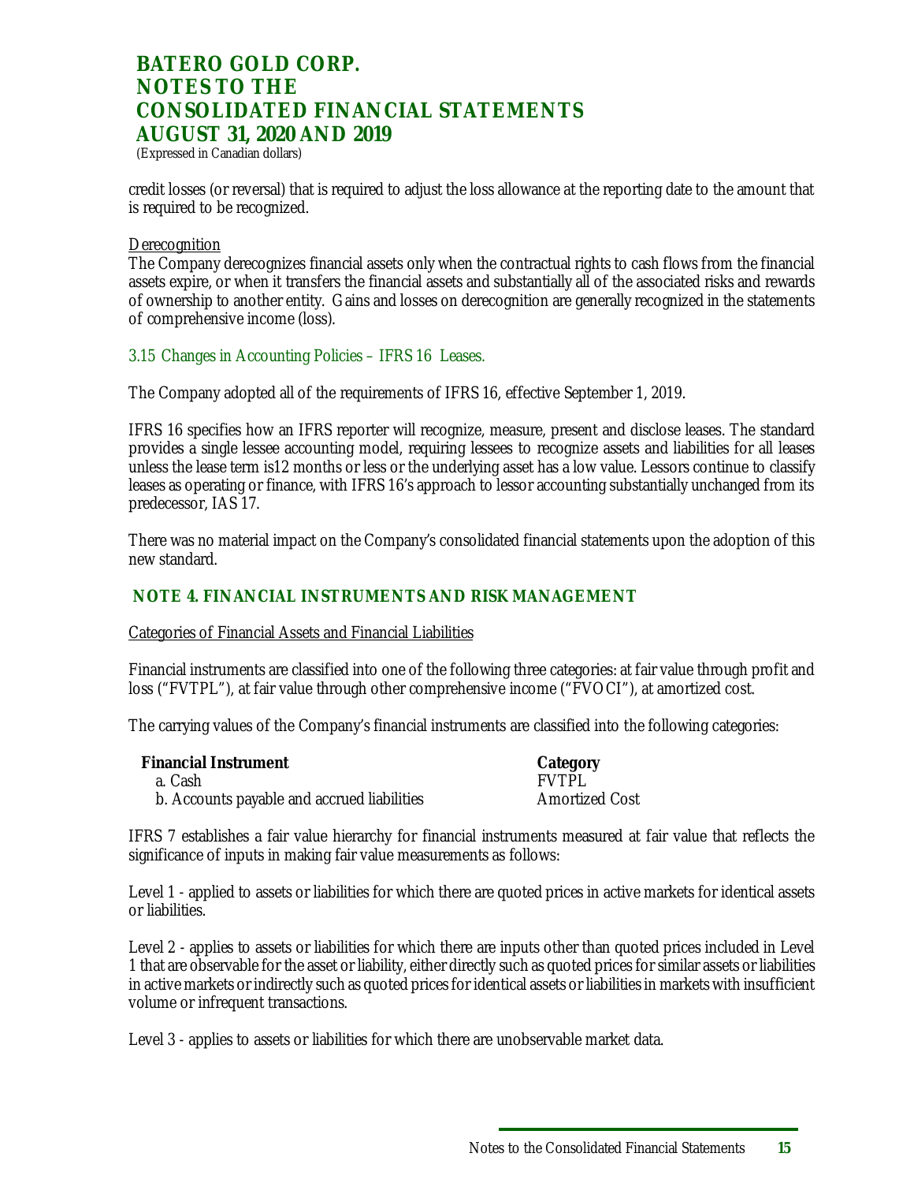credit losses (or reversal) that is required to adjust the loss allowance at the reporting date to the amount that is required to be recognized.

Derecognition

The Company derecognizes financial assets only when the contractual rights to cash flows from the financial assets expire, or when it transfers the financial assets and substantially all of the associated risks and rewards of ownership to another entity. Gains and losses on derecognition are generally recognized in the statements of comprehensive income (loss).

### 3.15 Changes in Accounting Policies – IFRS 16 Leases.

The Company adopted all of the requirements of IFRS 16, effective September 1, 2019.

IFRS 16 specifies how an IFRS reporter will recognize, measure, present and disclose leases. The standard provides a single lessee accounting model, requiring lessees to recognize assets and liabilities for all leases unless the lease term is12 months or less or the underlying asset has a low value. Lessors continue to classify leases as operating or finance, with IFRS 16's approach to lessor accounting substantially unchanged from its predecessor, IAS 17.

There was no material impact on the Company's consolidated financial statements upon the adoption of this new standard.

## NOTE 4. FINANCIAL INSTRUMENTS AND RISK MANAGEMENT

Categories of Financial Assets and Financial Liabilities

Financial instruments are classified into one of the following three categories: at fair value through profit and loss ("FVTPL"), at fair value through other comprehensive income ("FVOCI"), at amortized cost.

The carrying values of the Company's financial instruments are classified into the following categories:

| Financial Instrument | Category |
|---|---|
| a. Cash | FVTPL |
| b. Accounts payable and accrued liabilities | Amortized Cost |

IFRS 7 establishes a fair value hierarchy for financial instruments measured at fair value that reflects the significance of inputs in making fair value measurements as follows:

Level 1 - applied to assets or liabilities for which there are quoted prices in active markets for identical assets or liabilities.

Level 2 - applies to assets or liabilities for which there are inputs other than quoted prices included in Level 1 that are observable for the asset or liability, either directly such as quoted prices for similar assets or liabilities in active markets or indirectly such as quoted prices for identical assets or liabilities in markets with insufficient volume or infrequent transactions.

Level 3 - applies to assets or liabilities for which there are unobservable market data.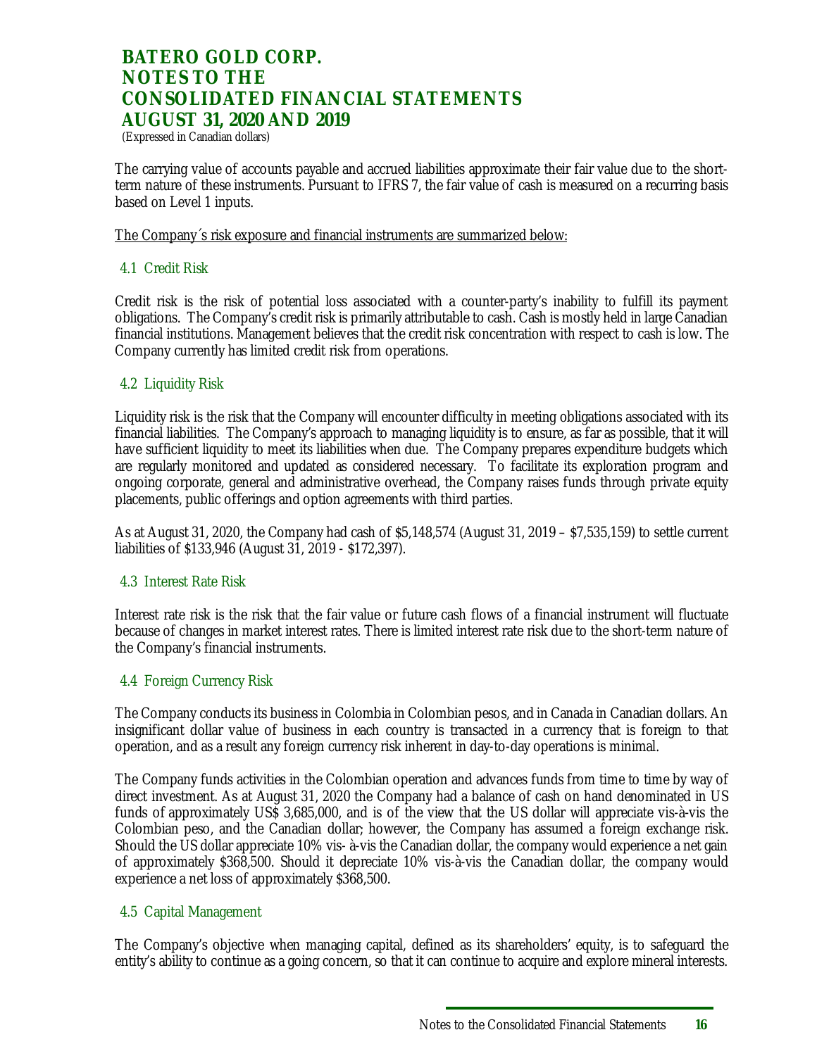The carrying value of accounts payable and accrued liabilities approximate their fair value due to the short-term nature of these instruments. Pursuant to IFRS 7, the fair value of cash is measured on a recurring basis based on Level 1 inputs.

The Company´s risk exposure and financial instruments are summarized below:

### 4.1 Credit Risk

Credit risk is the risk of potential loss associated with a counter-party's inability to fulfill its payment obligations. The Company's credit risk is primarily attributable to cash. Cash is mostly held in large Canadian financial institutions. Management believes that the credit risk concentration with respect to cash is low. The Company currently has limited credit risk from operations.

### 4.2 Liquidity Risk

Liquidity risk is the risk that the Company will encounter difficulty in meeting obligations associated with its financial liabilities. The Company's approach to managing liquidity is to ensure, as far as possible, that it will have sufficient liquidity to meet its liabilities when due. The Company prepares expenditure budgets which are regularly monitored and updated as considered necessary. To facilitate its exploration program and ongoing corporate, general and administrative overhead, the Company raises funds through private equity placements, public offerings and option agreements with third parties.

As at August 31, 2020, the Company had cash of $5,148,574 (August 31, 2019 – $7,535,159) to settle current liabilities of $133,946 (August 31, 2019 - $172,397).

### 4.3 Interest Rate Risk

Interest rate risk is the risk that the fair value or future cash flows of a financial instrument will fluctuate because of changes in market interest rates. There is limited interest rate risk due to the short-term nature of the Company's financial instruments.

### 4.4 Foreign Currency Risk

The Company conducts its business in Colombia in Colombian pesos, and in Canada in Canadian dollars. An insignificant dollar value of business in each country is transacted in a currency that is foreign to that operation, and as a result any foreign currency risk inherent in day-to-day operations is minimal.

The Company funds activities in the Colombian operation and advances funds from time to time by way of direct investment. As at August 31, 2020 the Company had a balance of cash on hand denominated in US funds of approximately US$ 3,685,000, and is of the view that the US dollar will appreciate vis-à-vis the Colombian peso, and the Canadian dollar; however, the Company has assumed a foreign exchange risk. Should the US dollar appreciate 10% vis- à-vis the Canadian dollar, the company would experience a net gain of approximately $368,500. Should it depreciate 10% vis-à-vis the Canadian dollar, the company would experience a net loss of approximately $368,500.

### 4.5 Capital Management

The Company's objective when managing capital, defined as its shareholders' equity, is to safeguard the entity's ability to continue as a going concern, so that it can continue to acquire and explore mineral interests.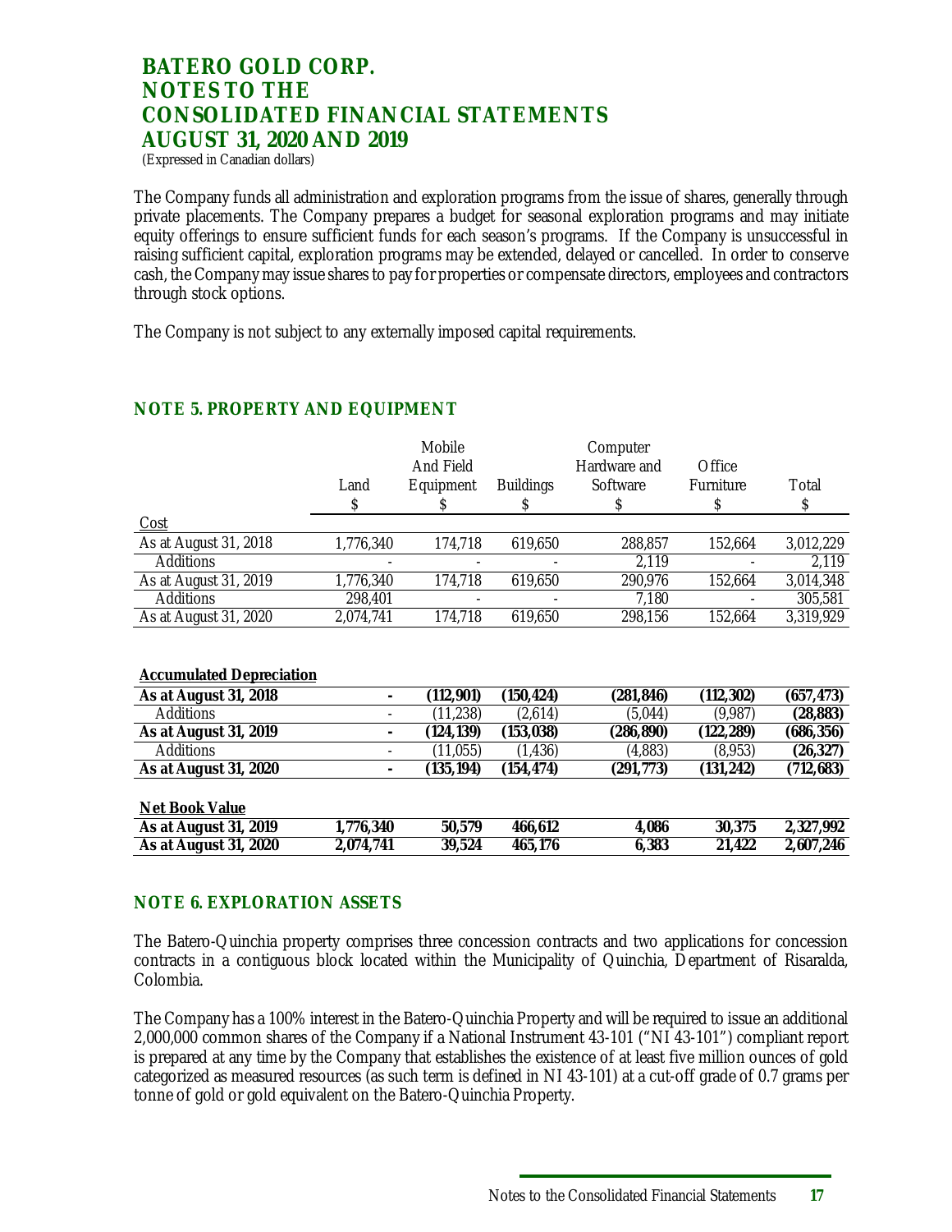The Company funds all administration and exploration programs from the issue of shares, generally through private placements. The Company prepares a budget for seasonal exploration programs and may initiate equity offerings to ensure sufficient funds for each season's programs. If the Company is unsuccessful in raising sufficient capital, exploration programs may be extended, delayed or cancelled. In order to conserve cash, the Company may issue shares to pay for properties or compensate directors, employees and contractors through stock options.

The Company is not subject to any externally imposed capital requirements.

## NOTE 5. PROPERTY AND EQUIPMENT

| | Land<br>$ | Mobile And Field Equipment<br>$ | Buildings<br>$ | Computer Hardware and Software<br>$ | Office Furniture<br>$ | Total<br>$ |
|---|---|---|---|---|---|---|
| Cost | | | | | | |
| As at August 31, 2018 | 1,776,340 | 174,718 | 619,650 | 288,857 | 152,664 | 3,012,229 |
| Additions | - | - | - | 2,119 | - | 2,119 |
| As at August 31, 2019 | 1,776,340 | 174,718 | 619,650 | 290,976 | 152,664 | 3,014,348 |
| Additions | 298,401 | - | - | 7,180 | - | 305,581 |
| As at August 31, 2020 | 2,074,741 | 174,718 | 619,650 | 298,156 | 152,664 | 3,319,929 |
| | | | | | | |
| **Accumulated Depreciation** | | | | | | |
| **As at August 31, 2018** | **-** | **(112,901)** | **(150,424)** | **(281,846)** | **(112,302)** | **(657,473)** |
| Additions | - | (11,238) | (2,614) | (5,044) | (9,987) | **(28,883)** |
| **As at August 31, 2019** | **-** | **(124,139)** | **(153,038)** | **(286,890)** | **(122,289)** | **(686,356)** |
| Additions | - | (11,055) | (1,436) | (4,883) | (8,953) | **(26,327)** |
| **As at August 31, 2020** | **-** | **(135,194)** | **(154,474)** | **(291,773)** | **(131,242)** | **(712,683)** |
| | | | | | | |
| **Net Book Value** | | | | | | |
| **As at August 31, 2019** | **1,776,340** | **50,579** | **466,612** | **4,086** | **30,375** | **2,327,992** |
| **As at August 31, 2020** | **2,074,741** | **39,524** | **465,176** | **6,383** | **21,422** | **2,607,246** |

## NOTE 6. EXPLORATION ASSETS

The Batero-Quinchia property comprises three concession contracts and two applications for concession contracts in a contiguous block located within the Municipality of Quinchia, Department of Risaralda, Colombia.

The Company has a 100% interest in the Batero-Quinchia Property and will be required to issue an additional 2,000,000 common shares of the Company if a National Instrument 43-101 ("NI 43-101") compliant report is prepared at any time by the Company that establishes the existence of at least five million ounces of gold categorized as measured resources (as such term is defined in NI 43-101) at a cut-off grade of 0.7 grams per tonne of gold or gold equivalent on the Batero-Quinchia Property.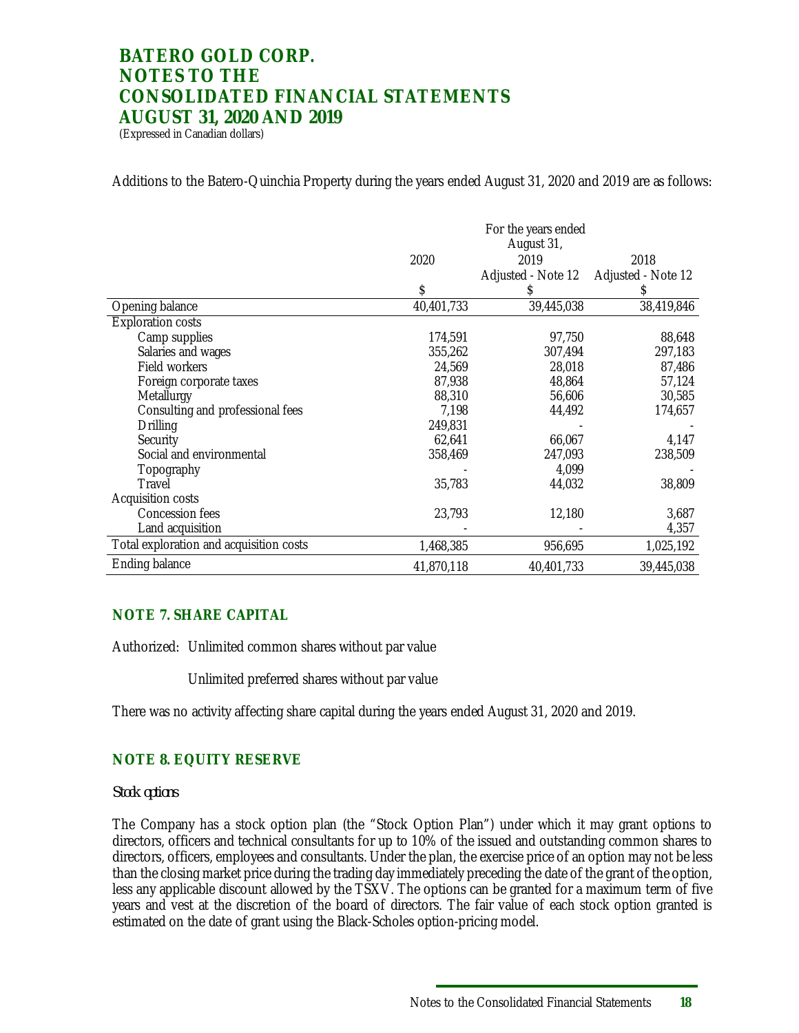# BATERO GOLD CORP.
# NOTES TO THE CONSOLIDATED FINANCIAL STATEMENTS
# AUGUST 31, 2020 AND 2019

(Expressed in Canadian dollars)

Additions to the Batero-Quinchia Property during the years ended August 31, 2020 and 2019 are as follows:

| | For the years ended August 31, | | |
|---|---|---|---|
| | 2020 | 2019 Adjusted - Note 12 | 2018 Adjusted - Note 12 |
| | $ | $ | $ |
| Opening balance | 40,401,733 | 39,445,038 | 38,419,846 |
| Exploration costs | | | |
| Camp supplies | 174,591 | 97,750 | 88,648 |
| Salaries and wages | 355,262 | 307,494 | 297,183 |
| Field workers | 24,569 | 28,018 | 87,486 |
| Foreign corporate taxes | 87,938 | 48,864 | 57,124 |
| Metallurgy | 88,310 | 56,606 | 30,585 |
| Consulting and professional fees | 7,198 | 44,492 | 174,657 |
| Drilling | 249,831 | - | - |
| Security | 62,641 | 66,067 | 4,147 |
| Social and environmental | 358,469 | 247,093 | 238,509 |
| Topography | - | 4,099 | - |
| Travel | 35,783 | 44,032 | 38,809 |
| Acquisition costs | | | |
| Concession fees | 23,793 | 12,180 | 3,687 |
| Land acquisition | - | - | 4,357 |
| Total exploration and acquisition costs | 1,468,385 | 956,695 | 1,025,192 |
| Ending balance | 41,870,118 | 40,401,733 | 39,445,038 |

## NOTE 7. SHARE CAPITAL

Authorized: Unlimited common shares without par value

Unlimited preferred shares without par value

There was no activity affecting share capital during the years ended August 31, 2020 and 2019.

## NOTE 8. EQUITY RESERVE

*Stock options*

The Company has a stock option plan (the "Stock Option Plan") under which it may grant options to directors, officers and technical consultants for up to 10% of the issued and outstanding common shares to directors, officers, employees and consultants. Under the plan, the exercise price of an option may not be less than the closing market price during the trading day immediately preceding the date of the grant of the option, less any applicable discount allowed by the TSXV. The options can be granted for a maximum term of five years and vest at the discretion of the board of directors. The fair value of each stock option granted is estimated on the date of grant using the Black-Scholes option-pricing model.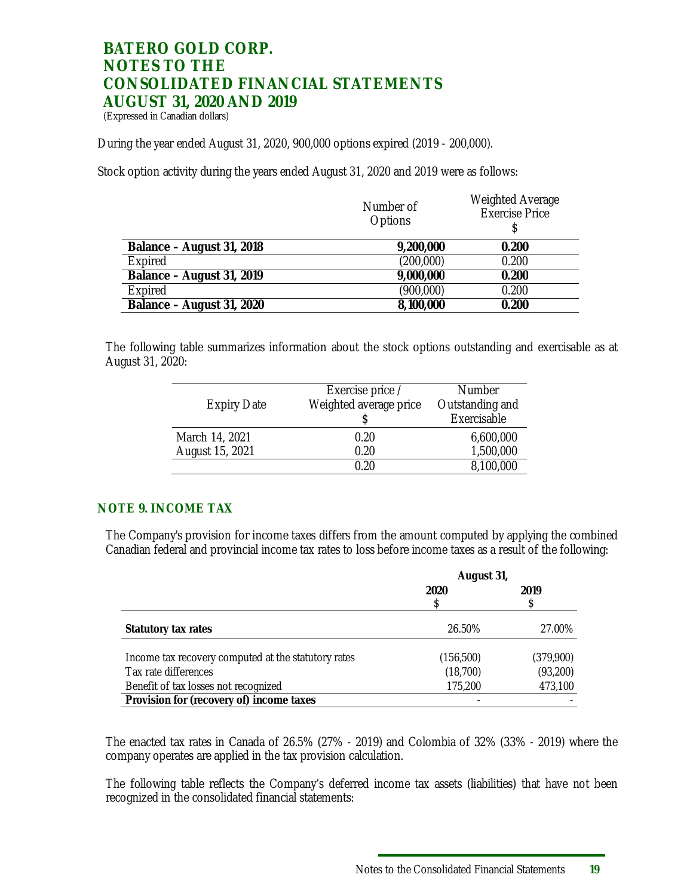During the year ended August 31, 2020, 900,000 options expired (2019 - 200,000).

Stock option activity during the years ended August 31, 2020 and 2019 were as follows:

| | Number of Options | Weighted Average Exercise Price $ |
|---|---|---|
| **Balance – August 31, 2018** | **9,200,000** | **0.200** |
| Expired | (200,000) | 0.200 |
| **Balance – August 31, 2019** | **9,000,000** | **0.200** |
| Expired | (900,000) | 0.200 |
| **Balance – August 31, 2020** | **8,100,000** | **0.200** |

The following table summarizes information about the stock options outstanding and exercisable as at August 31, 2020:

| Expiry Date | Exercise price / Weighted average price $ | Number Outstanding and Exercisable |
|---|---|---|
| March 14, 2021 | 0.20 | 6,600,000 |
| August 15, 2021 | 0.20 | 1,500,000 |
| | 0.20 | 8,100,000 |

## NOTE 9. INCOME TAX

The Company's provision for income taxes differs from the amount computed by applying the combined Canadian federal and provincial income tax rates to loss before income taxes as a result of the following:

| | **August 31,** | |
|---|---|---|
| | **2020** $ | **2019** $ |
| **Statutory tax rates** | 26.50% | 27.00% |
| Income tax recovery computed at the statutory rates | (156,500) | (379,900) |
| Tax rate differences | (18,700) | (93,200) |
| Benefit of tax losses not recognized | 175,200 | 473,100 |
| **Provision for (recovery of) income taxes** | - | - |

The enacted tax rates in Canada of 26.5% (27% - 2019) and Colombia of 32% (33% - 2019) where the company operates are applied in the tax provision calculation.

The following table reflects the Company's deferred income tax assets (liabilities) that have not been recognized in the consolidated financial statements: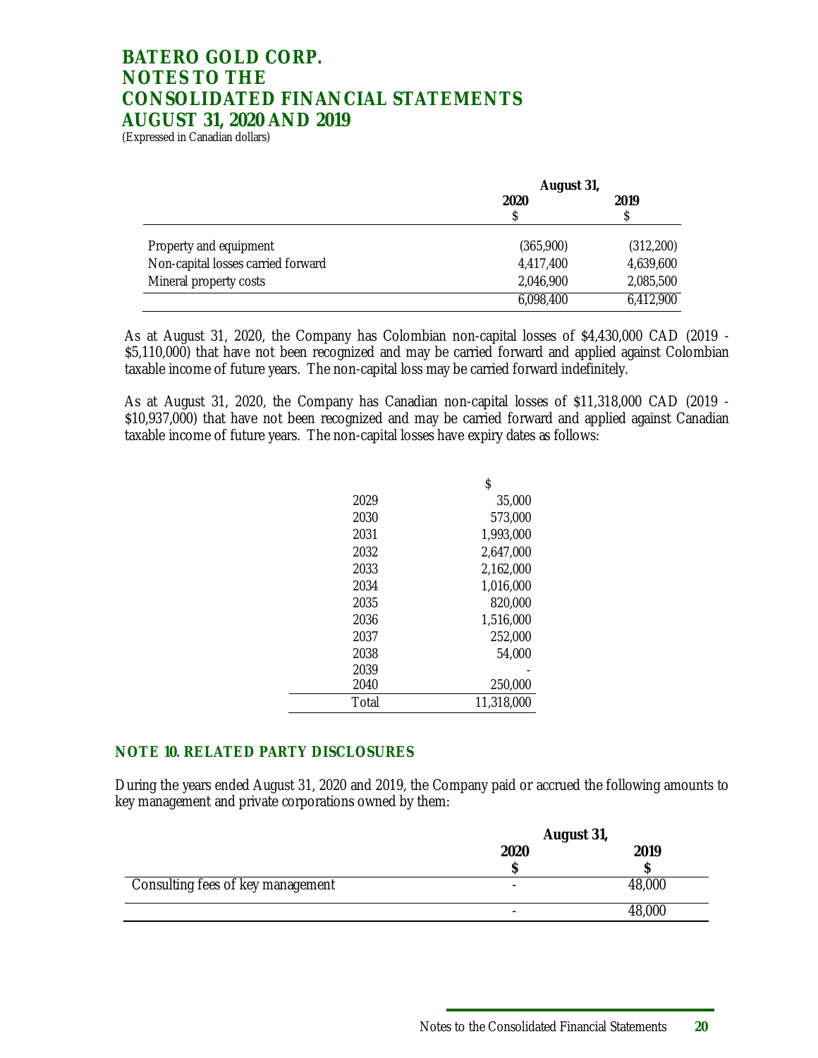| | August 31, | |
|---|---|---|
| | 2020 | 2019 |
| | $ | $ |
| Property and equipment | (365,900) | (312,200) |
| Non-capital losses carried forward | 4,417,400 | 4,639,600 |
| Mineral property costs | 2,046,900 | 2,085,500 |
| | 6,098,400 | 6,412,900 |

As at August 31, 2020, the Company has Colombian non-capital losses of $4,430,000 CAD (2019 - $5,110,000) that have not been recognized and may be carried forward and applied against Colombian taxable income of future years. The non-capital loss may be carried forward indefinitely.

As at August 31, 2020, the Company has Canadian non-capital losses of $11,318,000 CAD (2019 - $10,937,000) that have not been recognized and may be carried forward and applied against Canadian taxable income of future years. The non-capital losses have expiry dates as follows:

| | $ |
|---|---|
| 2029 | 35,000 |
| 2030 | 573,000 |
| 2031 | 1,993,000 |
| 2032 | 2,647,000 |
| 2033 | 2,162,000 |
| 2034 | 1,016,000 |
| 2035 | 820,000 |
| 2036 | 1,516,000 |
| 2037 | 252,000 |
| 2038 | 54,000 |
| 2039 | - |
| 2040 | 250,000 |
| Total | 11,318,000 |

## NOTE 10. RELATED PARTY DISCLOSURES

During the years ended August 31, 2020 and 2019, the Company paid or accrued the following amounts to key management and private corporations owned by them:

| | August 31, | |
|---|---|---|
| | 2020 | 2019 |
| | $ | $ |
| Consulting fees of key management | - | 48,000 |
| | - | 48,000 |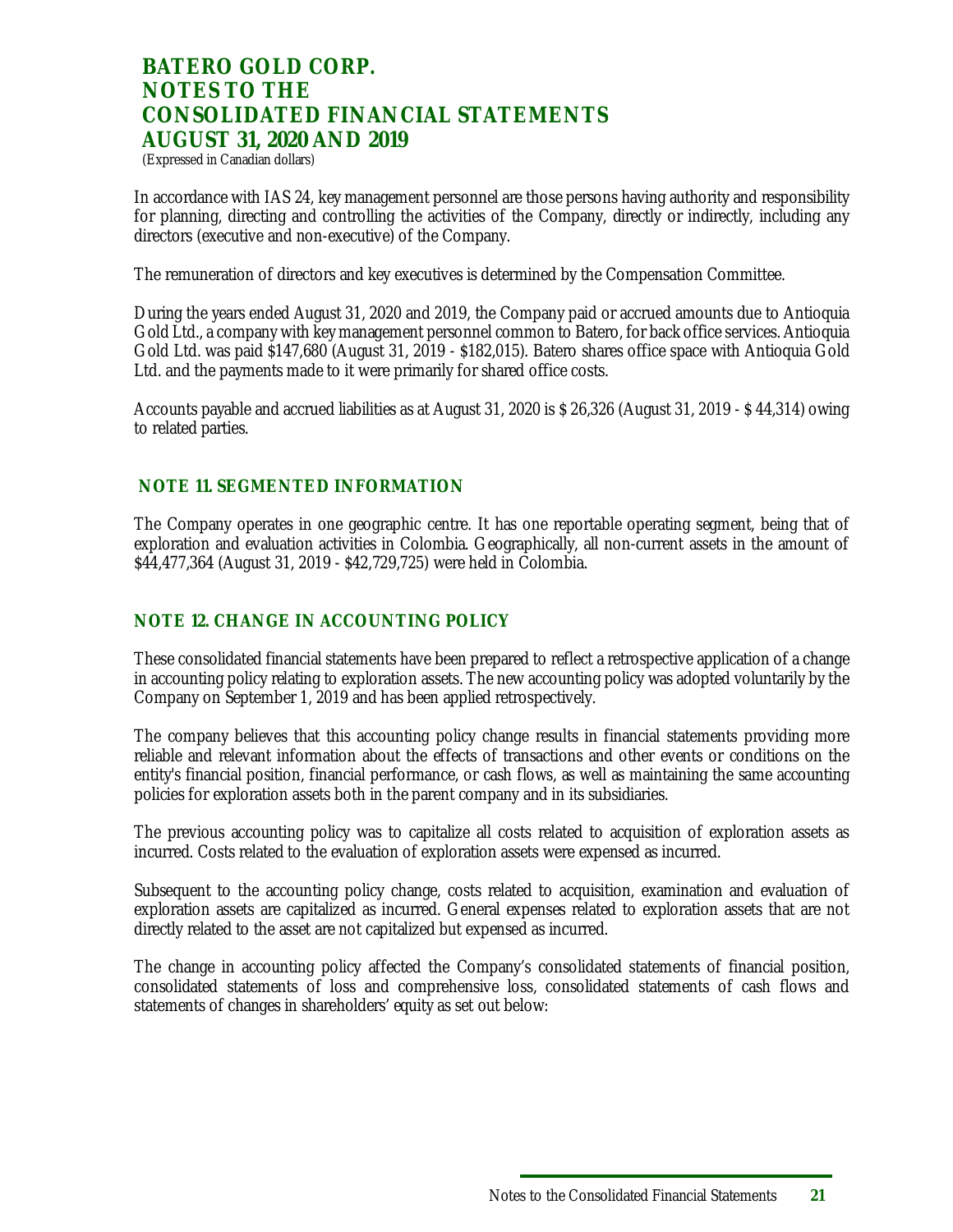In accordance with IAS 24, key management personnel are those persons having authority and responsibility for planning, directing and controlling the activities of the Company, directly or indirectly, including any directors (executive and non-executive) of the Company.

The remuneration of directors and key executives is determined by the Compensation Committee.

During the years ended August 31, 2020 and 2019, the Company paid or accrued amounts due to Antioquia Gold Ltd., a company with key management personnel common to Batero, for back office services. Antioquia Gold Ltd. was paid $147,680 (August 31, 2019 - $182,015). Batero shares office space with Antioquia Gold Ltd. and the payments made to it were primarily for shared office costs.

Accounts payable and accrued liabilities as at August 31, 2020 is $ 26,326 (August 31, 2019 - $ 44,314) owing to related parties.

## NOTE 11. SEGMENTED INFORMATION

The Company operates in one geographic centre. It has one reportable operating segment, being that of exploration and evaluation activities in Colombia. Geographically, all non-current assets in the amount of $44,477,364 (August 31, 2019 - $42,729,725) were held in Colombia.

## NOTE 12. CHANGE IN ACCOUNTING POLICY

These consolidated financial statements have been prepared to reflect a retrospective application of a change in accounting policy relating to exploration assets. The new accounting policy was adopted voluntarily by the Company on September 1, 2019 and has been applied retrospectively.

The company believes that this accounting policy change results in financial statements providing more reliable and relevant information about the effects of transactions and other events or conditions on the entity's financial position, financial performance, or cash flows, as well as maintaining the same accounting policies for exploration assets both in the parent company and in its subsidiaries.

The previous accounting policy was to capitalize all costs related to acquisition of exploration assets as incurred. Costs related to the evaluation of exploration assets were expensed as incurred.

Subsequent to the accounting policy change, costs related to acquisition, examination and evaluation of exploration assets are capitalized as incurred. General expenses related to exploration assets that are not directly related to the asset are not capitalized but expensed as incurred.

The change in accounting policy affected the Company's consolidated statements of financial position, consolidated statements of loss and comprehensive loss, consolidated statements of cash flows and statements of changes in shareholders' equity as set out below: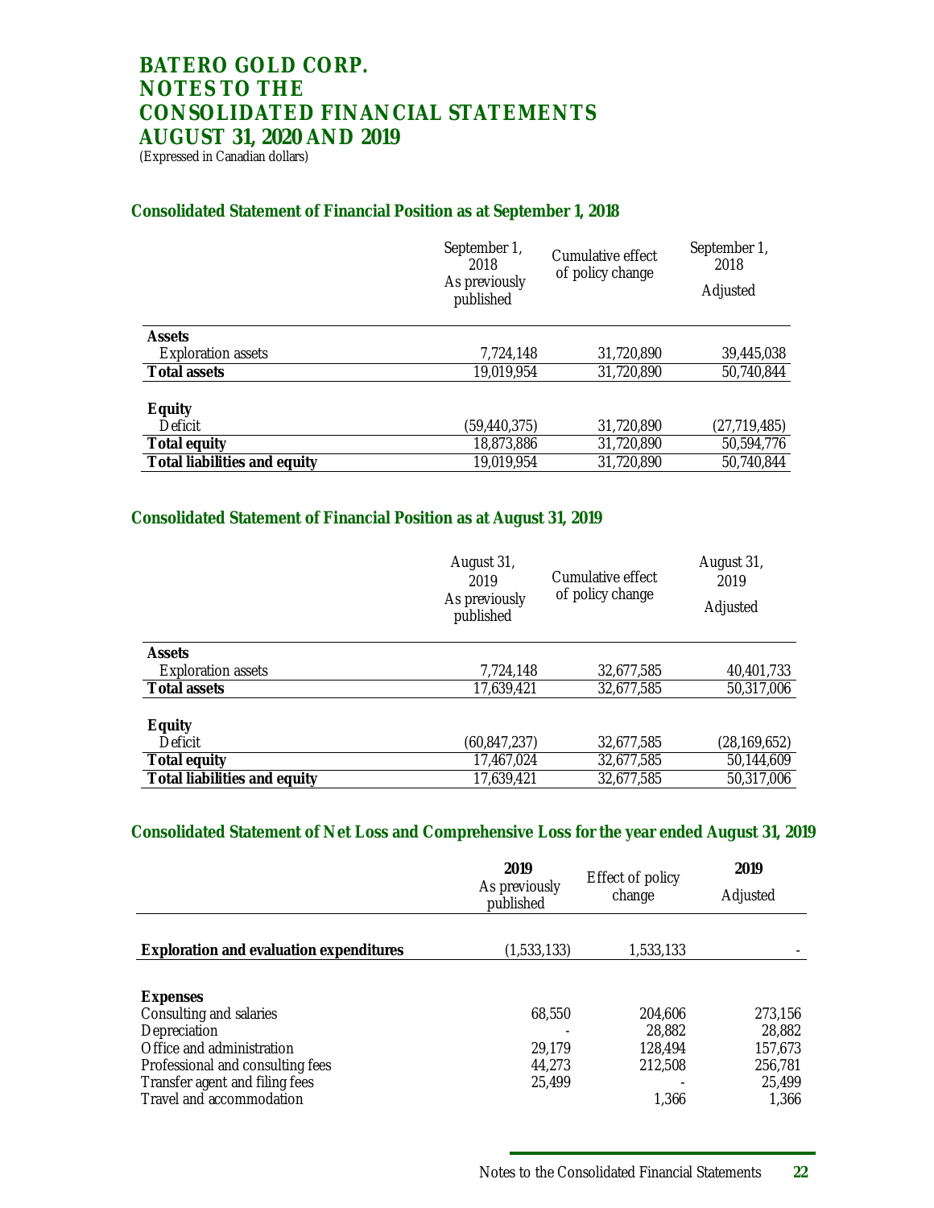# BATERO GOLD CORP.
# NOTES TO THE CONSOLIDATED FINANCIAL STATEMENTS
# AUGUST 31, 2020 AND 2019

(Expressed in Canadian dollars)

### Consolidated Statement of Financial Position as at September 1, 2018

| | September 1, 2018 As previously published | Cumulative effect of policy change | September 1, 2018 Adjusted |
|---|---|---|---|
| **Assets** | | | |
| Exploration assets | 7,724,148 | 31,720,890 | 39,445,038 |
| **Total assets** | 19,019,954 | 31,720,890 | 50,740,844 |
| | | | |
| **Equity** | | | |
| Deficit | (59,440,375) | 31,720,890 | (27,719,485) |
| **Total equity** | 18,873,886 | 31,720,890 | 50,594,776 |
| **Total liabilities and equity** | 19,019,954 | 31,720,890 | 50,740,844 |

### Consolidated Statement of Financial Position as at August 31, 2019

| | August 31, 2019 As previously published | Cumulative effect of policy change | August 31, 2019 Adjusted |
|---|---|---|---|
| **Assets** | | | |
| Exploration assets | 7,724,148 | 32,677,585 | 40,401,733 |
| **Total assets** | 17,639,421 | 32,677,585 | 50,317,006 |
| | | | |
| **Equity** | | | |
| Deficit | (60,847,237) | 32,677,585 | (28,169,652) |
| **Total equity** | 17,467,024 | 32,677,585 | 50,144,609 |
| **Total liabilities and equity** | 17,639,421 | 32,677,585 | 50,317,006 |

### Consolidated Statement of Net Loss and Comprehensive Loss for the year ended August 31, 2019

| | **2019** As previously published | Effect of policy change | **2019** Adjusted |
|---|---|---|---|
| **Exploration and evaluation expenditures** | (1,533,133) | 1,533,133 | - |
| | | | |
| **Expenses** | | | |
| Consulting and salaries | 68,550 | 204,606 | 273,156 |
| Depreciation | - | 28,882 | 28,882 |
| Office and administration | 29,179 | 128,494 | 157,673 |
| Professional and consulting fees | 44,273 | 212,508 | 256,781 |
| Transfer agent and filing fees | 25,499 | - | 25,499 |
| Travel and accommodation | | 1,366 | 1,366 |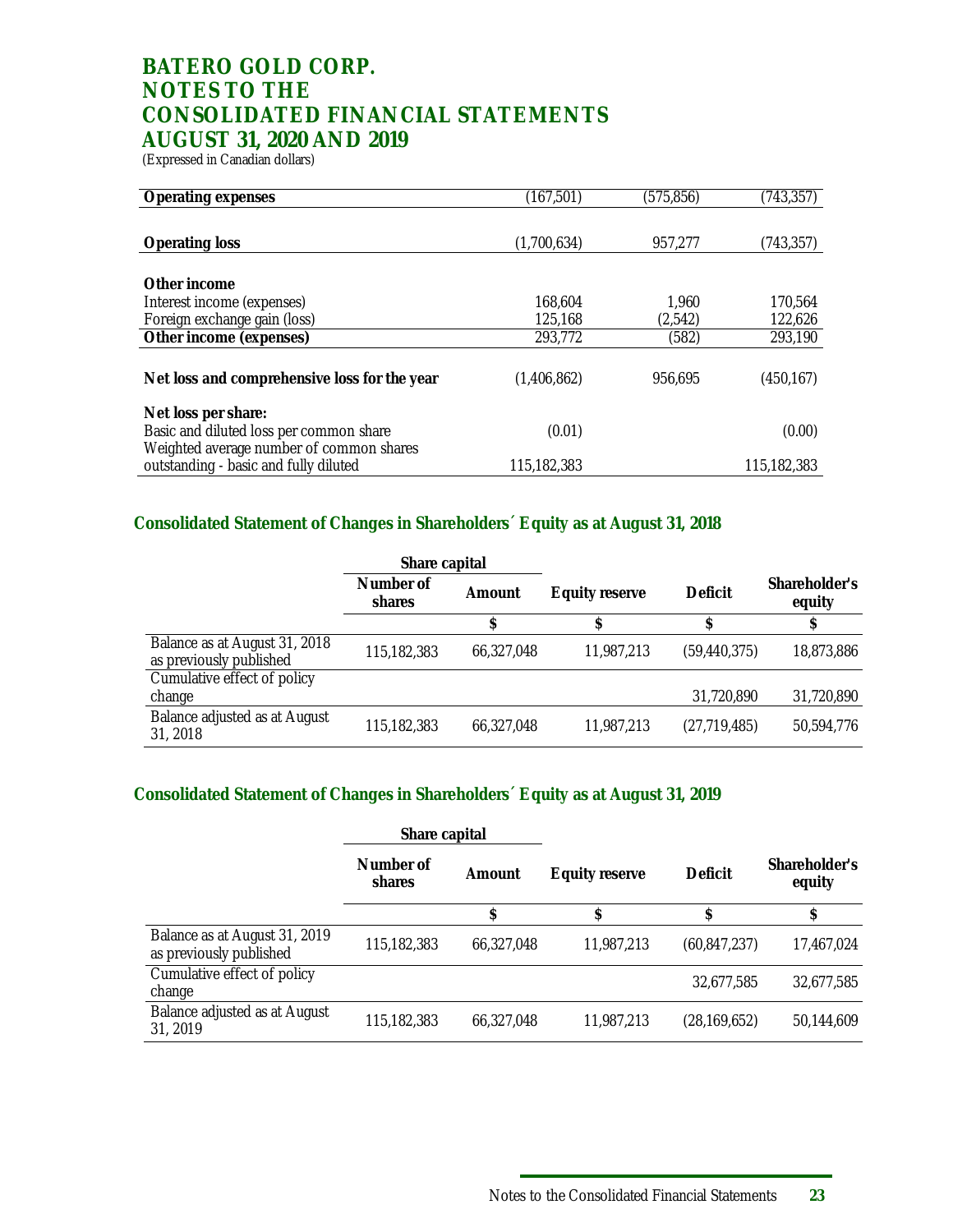# BATERO GOLD CORP.
# NOTES TO THE CONSOLIDATED FINANCIAL STATEMENTS
# AUGUST 31, 2020 AND 2019

(Expressed in Canadian dollars)

| | | | |
|---|---|---|---|
| **Operating expenses** | (167,501) | (575,856) | (743,357) |
| | | | |
| **Operating loss** | (1,700,634) | 957,277 | (743,357) |
| | | | |
| **Other income** | | | |
| Interest income (expenses) | 168,604 | 1,960 | 170,564 |
| Foreign exchange gain (loss) | 125,168 | (2,542) | 122,626 |
| **Other income (expenses)** | 293,772 | (582) | 293,190 |
| | | | |
| **Net loss and comprehensive loss for the year** | (1,406,862) | 956,695 | (450,167) |
| | | | |
| **Net loss per share:** | | | |
| Basic and diluted loss per common share | (0.01) | | (0.00) |
| Weighted average number of common shares outstanding - basic and fully diluted | 115,182,383 | | 115,182,383 |

## Consolidated Statement of Changes in Shareholders´ Equity as at August 31, 2018

| | Share capital | | | | |
|---|---|---|---|---|---|
| | **Number of shares** | **Amount** | **Equity reserve** | **Deficit** | **Shareholder's equity** |
| | | **$** | **$** | **$** | **$** |
| Balance as at August 31, 2018 as previously published | 115,182,383 | 66,327,048 | 11,987,213 | (59,440,375) | 18,873,886 |
| Cumulative effect of policy change | | | | 31,720,890 | 31,720,890 |
| Balance adjusted as at August 31, 2018 | 115,182,383 | 66,327,048 | 11,987,213 | (27,719,485) | 50,594,776 |

## Consolidated Statement of Changes in Shareholders´ Equity as at August 31, 2019

| | Share capital | | | | |
|---|---|---|---|---|---|
| | **Number of shares** | **Amount** | **Equity reserve** | **Deficit** | **Shareholder's equity** |
| | | **$** | **$** | **$** | **$** |
| Balance as at August 31, 2019 as previously published | 115,182,383 | 66,327,048 | 11,987,213 | (60,847,237) | 17,467,024 |
| Cumulative effect of policy change | | | | 32,677,585 | 32,677,585 |
| Balance adjusted as at August 31, 2019 | 115,182,383 | 66,327,048 | 11,987,213 | (28,169,652) | 50,144,609 |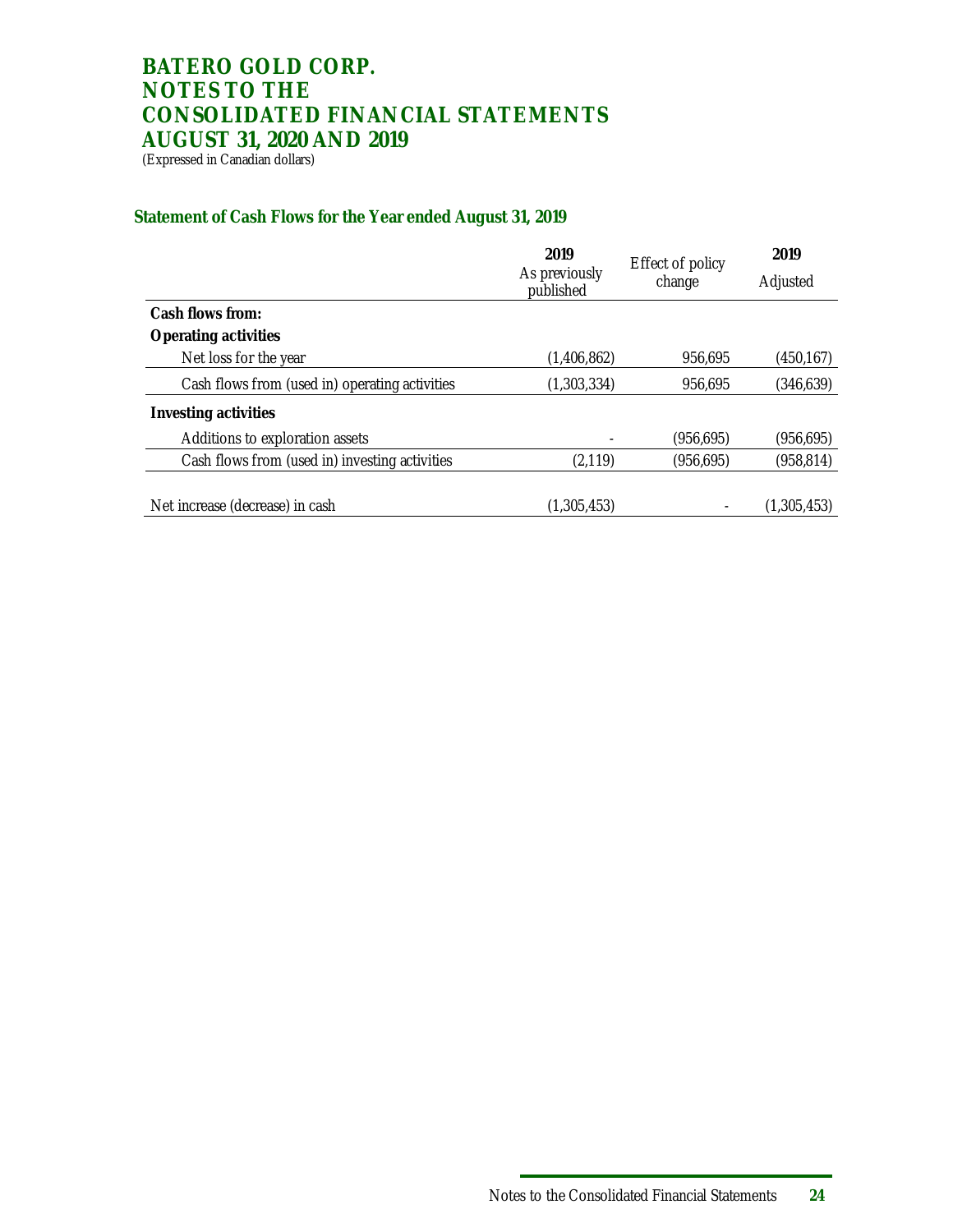# BATERO GOLD CORP.
# NOTES TO THE CONSOLIDATED FINANCIAL STATEMENTS
# AUGUST 31, 2020 AND 2019
(Expressed in Canadian dollars)

### Statement of Cash Flows for the Year ended August 31, 2019

| | 2019 As previously published | Effect of policy change | 2019 Adjusted |
|---|---|---|---|
| **Cash flows from:** | | | |
| **Operating activities** | | | |
| Net loss for the year | (1,406,862) | 956,695 | (450,167) |
| Cash flows from (used in) operating activities | (1,303,334) | 956,695 | (346,639) |
| **Investing activities** | | | |
| Additions to exploration assets | - | (956,695) | (956,695) |
| Cash flows from (used in) investing activities | (2,119) | (956,695) | (958,814) |
| Net increase (decrease) in cash | (1,305,453) | - | (1,305,453) |